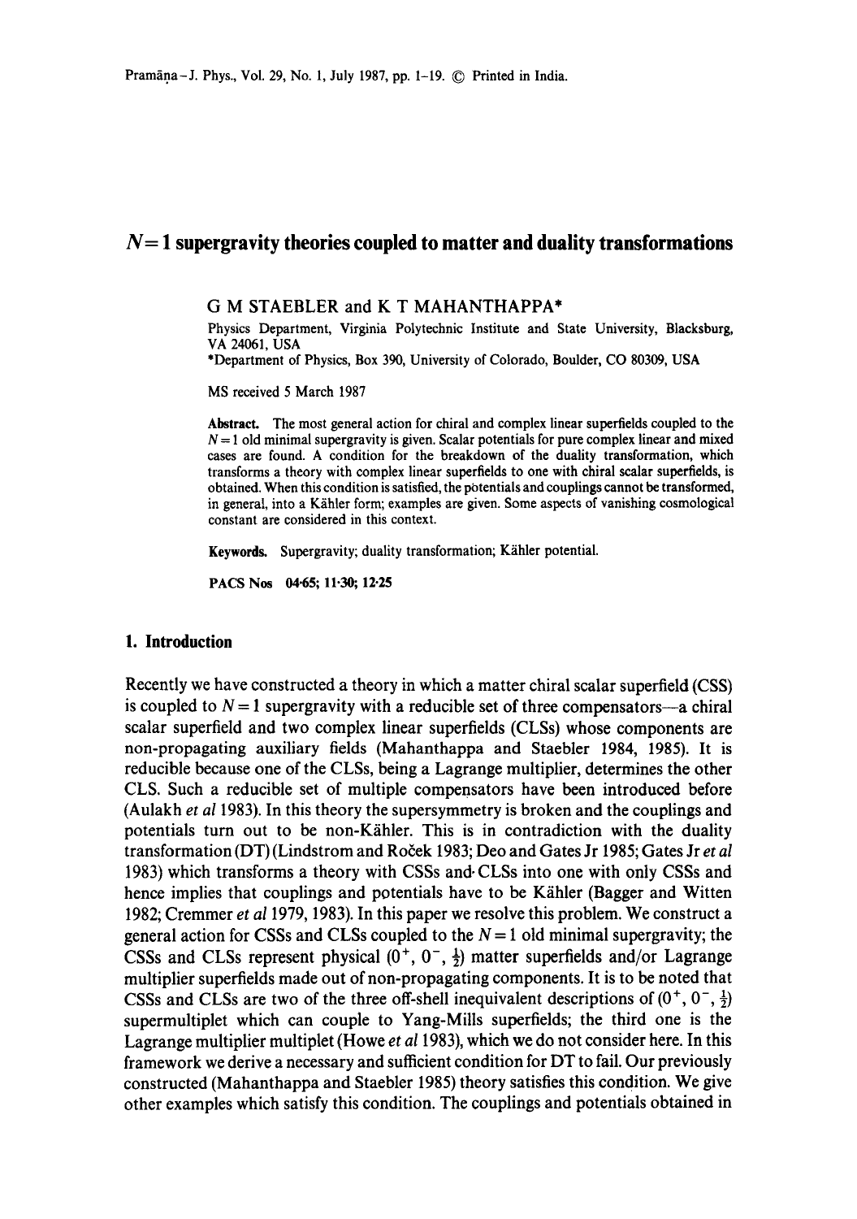# $N = 1$ supergravity theories coupled to matter and duality transformations

G M STAEBLER and K T MAHANTHAPPA*

Physics Department, Virginia Polytechnic Institute and State University, Blacksburg, VA 24061, USA

*Department of Physics, Box 390, University of Colorado, Boulder, CO 80309, USA

MS received 5 March 1987

**Abstract.** The most general action for chiral and complex linear superfields coupled to the $N = 1$ old minimal supergravity is given. Scalar potentials for pure complex linear and mixed cases are found. A condition for the breakdown of the duality transformation, which transforms a theory with complex linear superfields to one with chiral scalar superfields, is obtained. When this condition is satisfied, the potentials and couplings cannot be transformed, in general, into a Kähler form; examples are given. Some aspects of vanishing cosmological constant are considered in this context.

**Keywords.** Supergravity; duality transformation; Kähler potential.

**PACS Nos** 04·65; 11·30; 12·25

## 1. Introduction

Recently we have constructed a theory in which a matter chiral scalar superfield (CSS) is coupled to $N = 1$ supergravity with a reducible set of three compensators—a chiral scalar superfield and two complex linear superfields (CLSs) whose components are non-propagating auxiliary fields (Mahanthappa and Staebler 1984, 1985). It is reducible because one of the CLSs, being a Lagrange multiplier, determines the other CLS. Such a reducible set of multiple compensators have been introduced before (Aulakh *et al* 1983). In this theory the supersymmetry is broken and the couplings and potentials turn out to be non-Kähler. This is in contradiction with the duality transformation (DT) (Lindstrom and Roček 1983; Deo and Gates Jr 1985; Gates Jr *et al* 1983) which transforms a theory with CSSs and CLSs into one with only CSSs and hence implies that couplings and potentials have to be Kähler (Bagger and Witten 1982; Cremmer *et al* 1979, 1983). In this paper we resolve this problem. We construct a general action for CSSs and CLSs coupled to the $N = 1$ old minimal supergravity; the CSSs and CLSs represent physical $(0^+, 0^-, \frac{1}{2})$ matter superfields and/or Lagrange multiplier superfields made out of non-propagating components. It is to be noted that CSSs and CLSs are two of the three off-shell inequivalent descriptions of $(0^+, 0^-, \frac{1}{2})$ supermultiplet which can couple to Yang-Mills superfields; the third one is the Lagrange multiplier multiplet (Howe *et al* 1983), which we do not consider here. In this framework we derive a necessary and sufficient condition for DT to fail. Our previously constructed (Mahanthappa and Staebler 1985) theory satisfies this condition. We give other examples which satisfy this condition. The couplings and potentials obtained in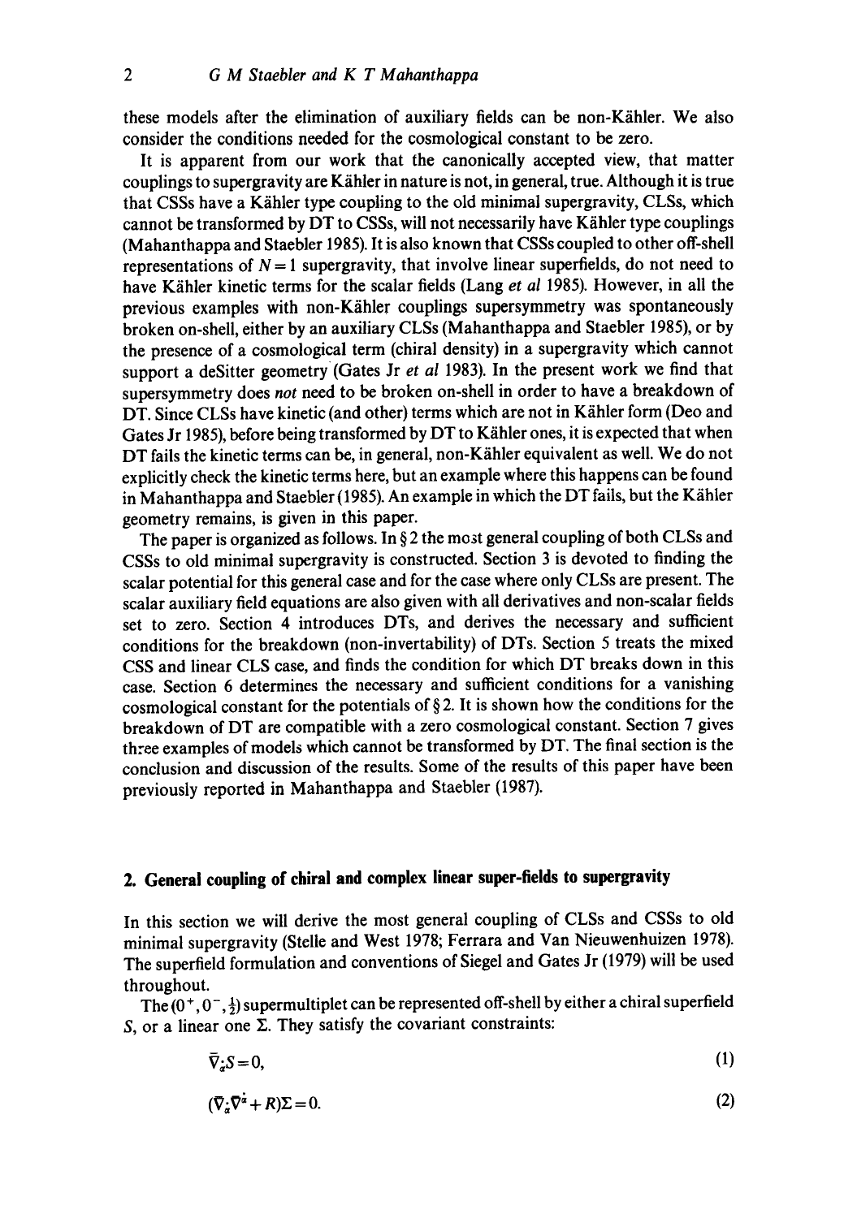these models after the elimination of auxiliary fields can be non-Kähler. We also consider the conditions needed for the cosmological constant to be zero.

It is apparent from our work that the canonically accepted view, that matter couplings to supergravity are Kähler in nature is not, in general, true. Although it is true that CSSs have a Kähler type coupling to the old minimal supergravity, CLSs, which cannot be transformed by DT to CSSs, will not necessarily have Kähler type couplings (Mahanthappa and Staebler 1985). It is also known that CSSs coupled to other off-shell representations of $N=1$ supergravity, that involve linear superfields, do not need to have Kähler kinetic terms for the scalar fields (Lang *et al* 1985). However, in all the previous examples with non-Kähler couplings supersymmetry was spontaneously broken on-shell, either by an auxiliary CLSs (Mahanthappa and Staebler 1985), or by the presence of a cosmological term (chiral density) in a supergravity which cannot support a deSitter geometry (Gates Jr *et al* 1983). In the present work we find that supersymmetry does *not* need to be broken on-shell in order to have a breakdown of DT. Since CLSs have kinetic (and other) terms which are not in Kähler form (Deo and Gates Jr 1985), before being transformed by DT to Kähler ones, it is expected that when DT fails the kinetic terms can be, in general, non-Kähler equivalent as well. We do not explicitly check the kinetic terms here, but an example where this happens can be found in Mahanthappa and Staebler (1985). An example in which the DT fails, but the Kähler geometry remains, is given in this paper.

The paper is organized as follows. In § 2 the most general coupling of both CLSs and CSSs to old minimal supergravity is constructed. Section 3 is devoted to finding the scalar potential for this general case and for the case where only CLSs are present. The scalar auxiliary field equations are also given with all derivatives and non-scalar fields set to zero. Section 4 introduces DTs, and derives the necessary and sufficient conditions for the breakdown (non-invertability) of DTs. Section 5 treats the mixed CSS and linear CLS case, and finds the condition for which DT breaks down in this case. Section 6 determines the necessary and sufficient conditions for a vanishing cosmological constant for the potentials of § 2. It is shown how the conditions for the breakdown of DT are compatible with a zero cosmological constant. Section 7 gives three examples of models which cannot be transformed by DT. The final section is the conclusion and discussion of the results. Some of the results of this paper have been previously reported in Mahanthappa and Staebler (1987).

## 2. General coupling of chiral and complex linear super-fields to supergravity

In this section we will derive the most general coupling of CLSs and CSSs to old minimal supergravity (Stelle and West 1978; Ferrara and Van Nieuwenhuizen 1978). The superfield formulation and conventions of Siegel and Gates Jr (1979) will be used throughout.

The $(0^+, 0^-, \frac{1}{2})$ supermultiplet can be represented off-shell by either a chiral superfield $S$, or a linear one $\Sigma$. They satisfy the covariant constraints:

$$\bar{\nabla}_{\dot{\alpha}} S = 0, \tag{1}$$

$$(\bar{\nabla}_{\dot{\alpha}} \bar{\nabla}^{\dot{\alpha}} + R)\Sigma = 0. \tag{2}$$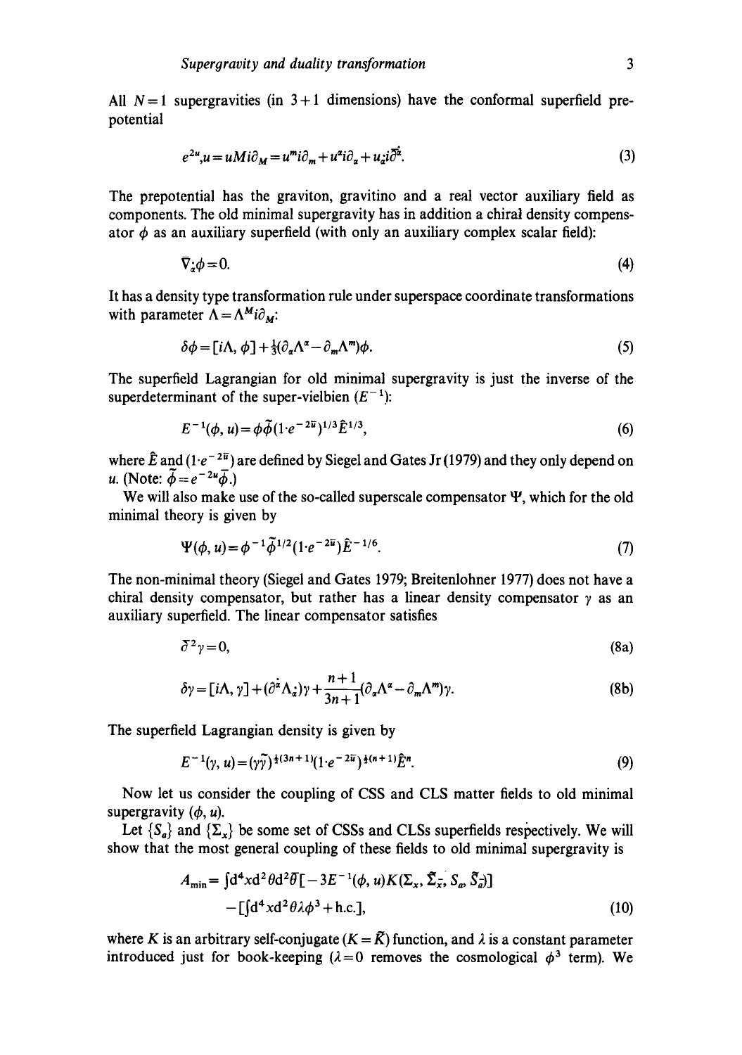All $N=1$ supergravities (in $3+1$ dimensions) have the conformal superfield prepotential

$$e^{2u}, u = uMi\partial_M = u^m i\partial_m + u^\alpha i\partial_\alpha + u_{\dot{\alpha}} i\bar{\partial}^{\dot{\alpha}}. \tag{3}$$

The prepotential has the graviton, gravitino and a real vector auxiliary field as components. The old minimal supergravity has in addition a chiral density compensator $\phi$ as an auxiliary superfield (with only an auxiliary complex scalar field):

$$\bar{\nabla}_{\dot{\alpha}}\phi = 0. \tag{4}$$

It has a density type transformation rule under superspace coordinate transformations with parameter $\Lambda = \Lambda^M i\partial_M$:

$$\delta\phi = [i\Lambda, \phi] + \tfrac{1}{3}(\partial_\alpha\Lambda^\alpha - \partial_m\Lambda^m)\phi. \tag{5}$$

The superfield Lagrangian for old minimal supergravity is just the inverse of the superdeterminant of the super-vielbien ($E^{-1}$):

$$E^{-1}(\phi, u) = \phi\tilde{\phi}(1\cdot e^{-2\bar{u}})^{1/3}\hat{E}^{1/3}, \tag{6}$$

where $\hat{E}$ and $(1\cdot e^{-2\bar{u}})$ are defined by Siegel and Gates Jr (1979) and they only depend on $u$. (Note: $\tilde{\phi} = e^{-2u}\bar{\phi}$.)

We will also make use of the so-called superscale compensator $\Psi$, which for the old minimal theory is given by

$$\Psi(\phi, u) = \phi^{-1}\tilde{\phi}^{1/2}(1\cdot e^{-2\bar{u}})\hat{E}^{-1/6}. \tag{7}$$

The non-minimal theory (Siegel and Gates 1979; Breitenlohner 1977) does not have a chiral density compensator, but rather has a linear density compensator $\gamma$ as an auxiliary superfield. The linear compensator satisfies

$$\bar{\partial}^2\gamma = 0, \tag{8a}$$

$$\delta\gamma = [i\Lambda, \gamma] + (\partial^{\dot{\alpha}}\Lambda_{\dot{\alpha}})\gamma + \frac{n+1}{3n+1}(\partial_\alpha\Lambda^\alpha - \partial_m\Lambda^m)\gamma. \tag{8b}$$

The superfield Lagrangian density is given by

$$E^{-1}(\gamma, u) = (\gamma\tilde{\gamma})^{\frac{1}{2}(3n+1)}(1\cdot e^{-2\bar{u}})^{\frac{1}{2}(n+1)}\hat{E}^n. \tag{9}$$

Now let us consider the coupling of CSS and CLS matter fields to old minimal supergravity $(\phi, u)$.

Let $\{S_a\}$ and $\{\Sigma_x\}$ be some set of CSSs and CLSs superfields respectively. We will show that the most general coupling of these fields to old minimal supergravity is

$$\begin{aligned} A_{\min} = & \int d^4x d^2\theta d^2\bar{\theta}[-3E^{-1}(\phi, u)K(\Sigma_x, \tilde{\Sigma}_{\bar{x}}, S_a, \tilde{S}_{\bar{a}})] \\ & -[\int d^4x d^2\theta\lambda\phi^3 + \text{h.c.}], \end{aligned} \tag{10}$$

where $K$ is an arbitrary self-conjugate ($K = \bar{K}$) function, and $\lambda$ is a constant parameter introduced just for book-keeping ($\lambda = 0$ removes the cosmological $\phi^3$ term). We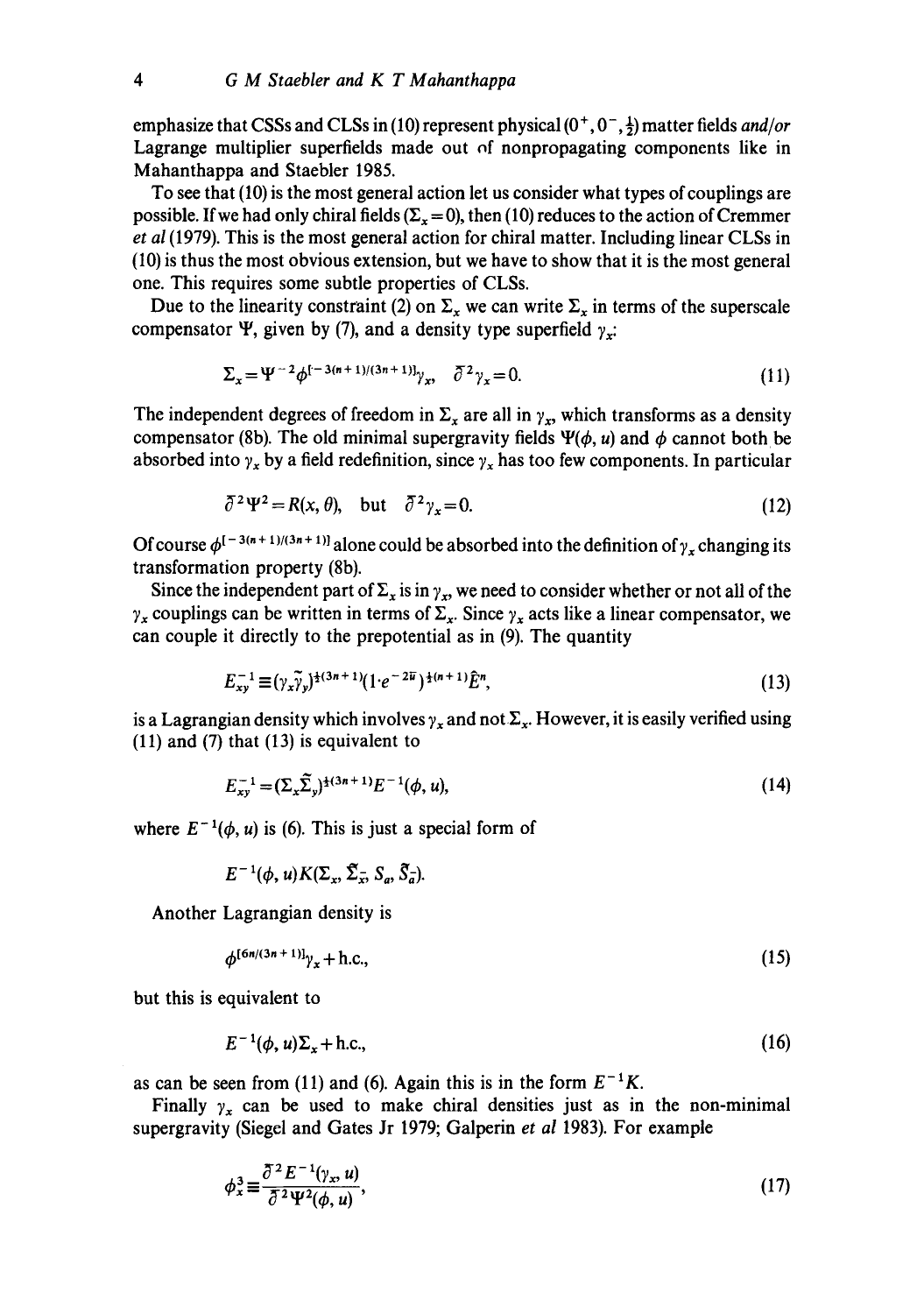emphasize that CSSs and CLSs in (10) represent physical $(0^+, 0^-, \frac{1}{2})$ matter fields *and/or* Lagrange multiplier superfields made out of nonpropagating components like in Mahanthappa and Staebler 1985.

To see that (10) is the most general action let us consider what types of couplings are possible. If we had only chiral fields ($\Sigma_x = 0$), then (10) reduces to the action of Cremmer *et al* (1979). This is the most general action for chiral matter. Including linear CLSs in (10) is thus the most obvious extension, but we have to show that it is the most general one. This requires some subtle properties of CLSs.

Due to the linearity constraint (2) on $\Sigma_x$ we can write $\Sigma_x$ in terms of the superscale compensator $\Psi$, given by (7), and a density type superfield $\gamma_x$:

$$\Sigma_x = \Psi^{-2}\phi^{[-3(n+1)/(3n+1)]}\gamma_x, \quad \bar{\partial}^2\gamma_x = 0. \tag{11}$$

The independent degrees of freedom in $\Sigma_x$ are all in $\gamma_x$, which transforms as a density compensator (8b). The old minimal supergravity fields $\Psi(\phi, u)$ and $\phi$ cannot both be absorbed into $\gamma_x$ by a field redefinition, since $\gamma_x$ has too few components. In particular

$$\bar{\partial}^2\Psi^2 = R(x, \theta), \quad \text{but} \quad \bar{\partial}^2\gamma_x = 0. \tag{12}$$

Of course $\phi^{[-3(n+1)/(3n+1)]}$ alone could be absorbed into the definition of $\gamma_x$ changing its transformation property (8b).

Since the independent part of $\Sigma_x$ is in $\gamma_x$, we need to consider whether or not all of the $\gamma_x$ couplings can be written in terms of $\Sigma_x$. Since $\gamma_x$ acts like a linear compensator, we can couple it directly to the prepotential as in (9). The quantity

$$E_{xy}^{-1} \equiv (\gamma_x\tilde{\gamma}_y)^{\frac{1}{2}(3n+1)}(1 \cdot e^{-2\bar{u}})^{\frac{1}{2}(n+1)}\hat{E}^n, \tag{13}$$

is a Lagrangian density which involves $\gamma_x$ and not $\Sigma_x$. However, it is easily verified using (11) and (7) that (13) is equivalent to

$$E_{xy}^{-1} = (\Sigma_x\tilde{\Sigma}_y)^{\frac{1}{2}(3n+1)}E^{-1}(\phi, u), \tag{14}$$

where $E^{-1}(\phi, u)$ is (6). This is just a special form of

$$E^{-1}(\phi, u)K(\Sigma_x, \tilde{\Sigma}_{\bar{x}}, S_a, \tilde{S}_{\bar{a}}).$$

Another Lagrangian density is

$$\phi^{[6n/(3n+1)]}\gamma_x + \text{h.c.}, \tag{15}$$

but this is equivalent to

$$E^{-1}(\phi, u)\Sigma_x + \text{h.c.}, \tag{16}$$

as can be seen from (11) and (6). Again this is in the form $E^{-1}K$.

Finally $\gamma_x$ can be used to make chiral densities just as in the non-minimal supergravity (Siegel and Gates Jr 1979; Galperin *et al* 1983). For example

$$\phi_x^3 \equiv \frac{\bar{\partial}^2 E^{-1}(\gamma_x, u)}{\bar{\partial}^2\Psi^2(\phi, u)}, \tag{17}$$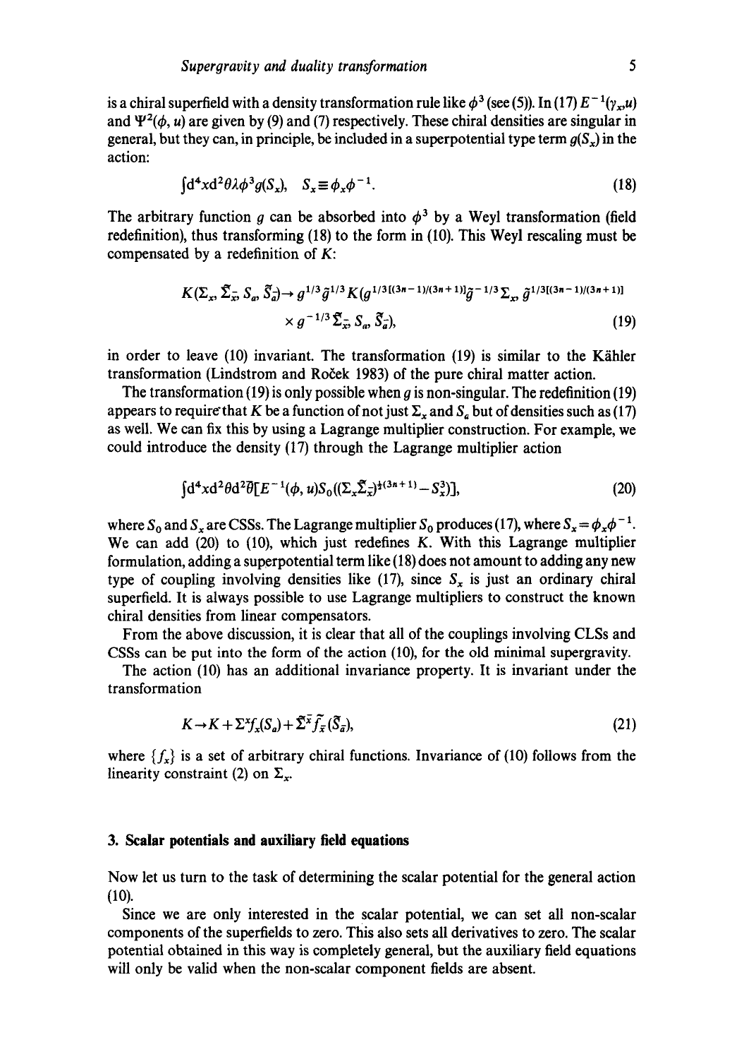is a chiral superfield with a density transformation rule like $\phi^3$ (see (5)). In (17) $E^{-1}(\gamma_x, u)$ and $\Psi^2(\phi, u)$ are given by (9) and (7) respectively. These chiral densities are singular in general, but they can, in principle, be included in a superpotential type term $g(S_x)$ in the action:

$$\int d^4x d^2\theta \lambda \phi^3 g(S_x), \quad S_x \equiv \phi_x \phi^{-1}. \tag{18}$$

The arbitrary function $g$ can be absorbed into $\phi^3$ by a Weyl transformation (field redefinition), thus transforming (18) to the form in (10). This Weyl rescaling must be compensated by a redefinition of $K$:

$$K(\Sigma_x, \bar{\Sigma}_{\bar{x}}, S_a, \bar{S}_{\bar{a}}) \rightarrow g^{1/3} \bar{g}^{1/3} K(g^{1/3[(3n-1)/(3n+1)]} \bar{g}^{-1/3} \Sigma_x, \bar{g}^{1/3[(3n-1)/(3n+1)]} \times g^{-1/3} \bar{\Sigma}_{\bar{x}}, S_a, \bar{S}_{\bar{a}}), \tag{19}$$

in order to leave (10) invariant. The transformation (19) is similar to the Kähler transformation (Lindstrom and Roček 1983) of the pure chiral matter action.

The transformation (19) is only possible when $g$ is non-singular. The redefinition (19) appears to require that $K$ be a function of not just $\Sigma_x$ and $S_a$ but of densities such as (17) as well. We can fix this by using a Lagrange multiplier construction. For example, we could introduce the density (17) through the Lagrange multiplier action

$$\int d^4x d^2\theta d^2\bar{\theta} [E^{-1}(\phi, u) S_0 ((\Sigma_x \bar{\Sigma}_{\bar{x}})^{\frac{3}{2}(3n+1)} - S_x^3)], \tag{20}$$

where $S_0$ and $S_x$ are CSSs. The Lagrange multiplier $S_0$ produces (17), where $S_x = \phi_x \phi^{-1}$. We can add (20) to (10), which just redefines $K$. With this Lagrange multiplier formulation, adding a superpotential term like (18) does not amount to adding any new type of coupling involving densities like (17), since $S_x$ is just an ordinary chiral superfield. It is always possible to use Lagrange multipliers to construct the known chiral densities from linear compensators.

From the above discussion, it is clear that all of the couplings involving CLSs and CSSs can be put into the form of the action (10), for the old minimal supergravity.

The action (10) has an additional invariance property. It is invariant under the transformation

$$K \rightarrow K + \Sigma^x f_x(S_a) + \bar{\Sigma}^{\bar{x}} \bar{f}_{\bar{x}}(\bar{S}_{\bar{a}}), \tag{21}$$

where $\{f_x\}$ is a set of arbitrary chiral functions. Invariance of (10) follows from the linearity constraint (2) on $\Sigma_x$.

## 3. Scalar potentials and auxiliary field equations

Now let us turn to the task of determining the scalar potential for the general action (10).

Since we are only interested in the scalar potential, we can set all non-scalar components of the superfields to zero. This also sets all derivatives to zero. The scalar potential obtained in this way is completely general, but the auxiliary field equations will only be valid when the non-scalar component fields are absent.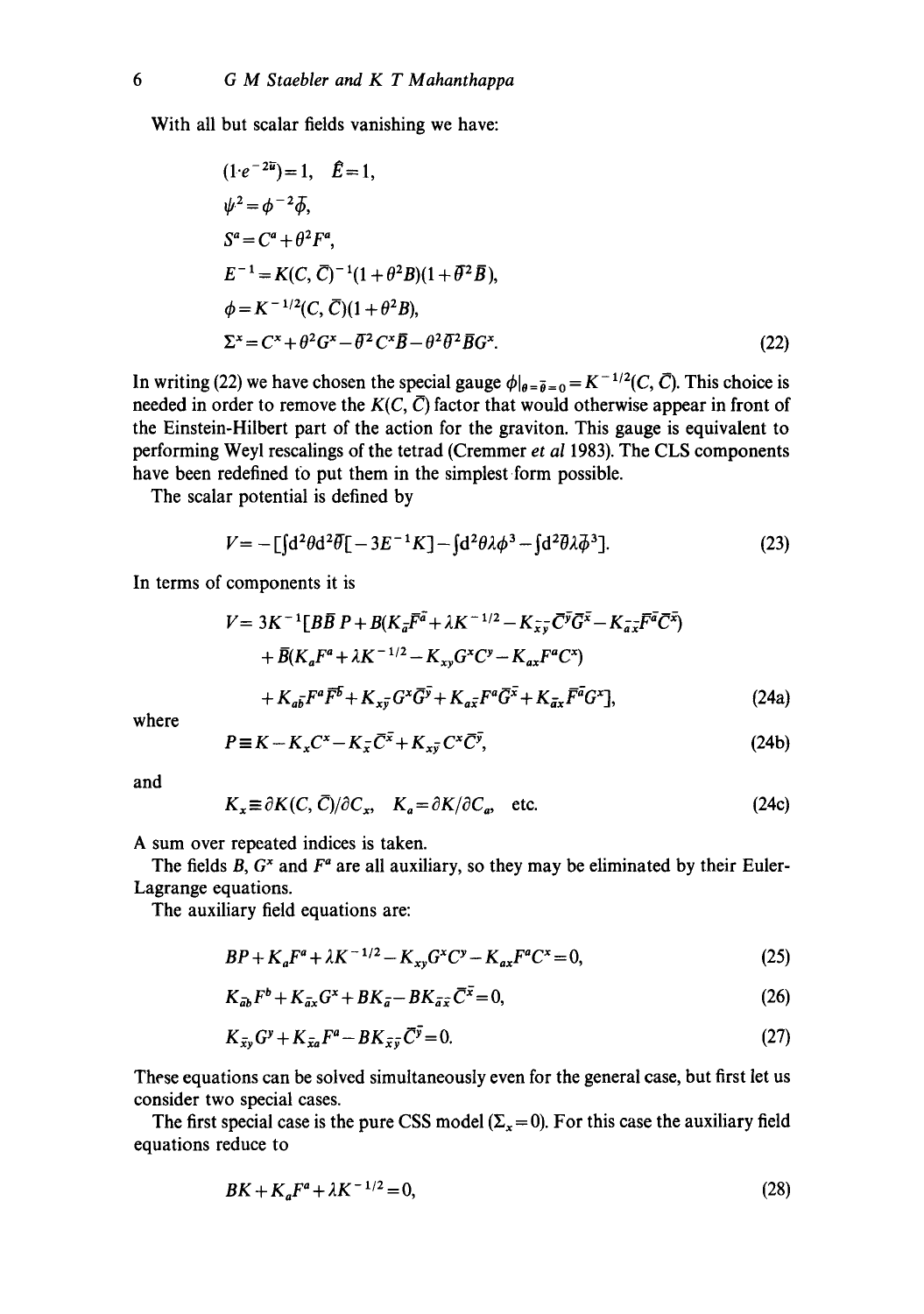With all but scalar fields vanishing we have:

$$
\begin{aligned}
&(1 \cdot e^{-2\bar{u}}) = 1, \quad \hat{E} = 1, \\
&\psi^2 = \phi^{-2}\bar{\phi}, \\
&S^a = C^a + \theta^2 F^a, \\
&E^{-1} = K(C, \bar{C})^{-1}(1 + \theta^2 B)(1 + \bar{\theta}^2 \bar{B}), \\
&\phi = K^{-1/2}(C, \bar{C})(1 + \theta^2 B), \\
&\Sigma^x = C^x + \theta^2 G^x - \bar{\theta}^2 C^x \bar{B} - \theta^2 \bar{\theta}^2 \bar{B} G^x.
\end{aligned} \tag{22}
$$

In writing (22) we have chosen the special gauge $\phi|_{\theta=\bar{\theta}=0} = K^{-1/2}(C, \bar{C})$. This choice is needed in order to remove the $K(C, \bar{C})$ factor that would otherwise appear in front of the Einstein-Hilbert part of the action for the graviton. This gauge is equivalent to performing Weyl rescalings of the tetrad (Cremmer *et al* 1983). The CLS components have been redefined to put them in the simplest form possible.

The scalar potential is defined by

$$
V = -[\int d^2\theta d^2\bar{\theta}[-3E^{-1}K] - \int d^2\theta \lambda \phi^3 - \int d^2\bar{\theta}\lambda \bar{\phi}^3]. \tag{23}
$$

In terms of components it is

$$
\begin{aligned}
V = 3K^{-1}[&B\bar{B}\, P + B(K_{\bar{a}}\bar{F}^{\bar{a}} + \lambda K^{-1/2} - K_{\bar{x}\bar{y}}\bar{C}^{\bar{y}}\bar{G}^{\bar{x}} - K_{\bar{a}\bar{x}}\bar{F}^{\bar{a}}\bar{C}^{\bar{x}}) \\
&+ \bar{B}(K_a F^a + \lambda K^{-1/2} - K_{xy} G^x C^y - K_{ax} F^a C^x) \\
&+ K_{a\bar{b}} F^a \bar{F}^{\bar{b}} + K_{x\bar{y}} G^x \bar{G}^{\bar{y}} + K_{a\bar{x}} F^a \bar{G}^{\bar{x}} + K_{\bar{a}x} \bar{F}^{\bar{a}} G^x],
\end{aligned} \tag{24a}
$$

where

$$
P \equiv K - K_x C^x - K_{\bar{x}} \bar{C}^{\bar{x}} + K_{x\bar{y}} C^x \bar{C}^{\bar{y}}, \tag{24b}
$$

and

$$
K_x \equiv \partial K(C, \bar{C})/\partial C_x, \quad K_a = \partial K/\partial C_a, \quad \text{etc.} \tag{24c}
$$

A sum over repeated indices is taken.

The fields $B$, $G^x$ and $F^a$ are all auxiliary, so they may be eliminated by their Euler-Lagrange equations.

The auxiliary field equations are:

$$
BP + K_a F^a + \lambda K^{-1/2} - K_{xy} G^x C^y - K_{ax} F^a C^x = 0, \tag{25}
$$

$$
K_{\bar{a}b} F^b + K_{\bar{a}x} G^x + B K_{\bar{a}} - B K_{\bar{a}\bar{x}} \bar{C}^{\bar{x}} = 0, \tag{26}
$$

$$
K_{\bar{x}y} G^y + K_{\bar{x}a} F^a - B K_{\bar{x}\bar{y}} \bar{C}^{\bar{y}} = 0. \tag{27}
$$

These equations can be solved simultaneously even for the general case, but first let us consider two special cases.

The first special case is the pure CSS model ($\Sigma_x = 0$). For this case the auxiliary field equations reduce to

$$
BK + K_a F^a + \lambda K^{-1/2} = 0, \tag{28}
$$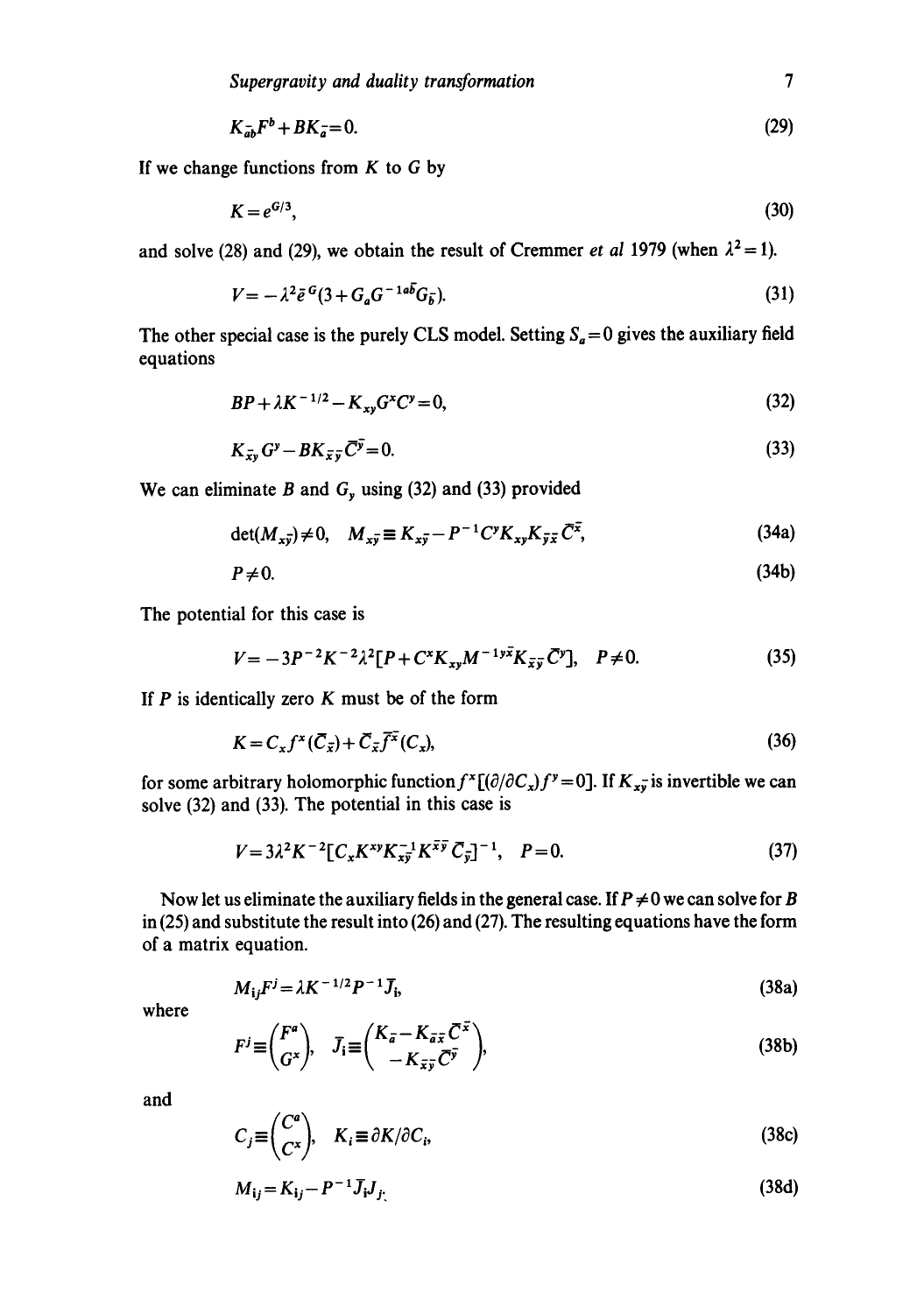$$K_{\bar{a}b}F^b + BK_{\bar{a}} = 0. \tag{29}$$

If we change functions from $K$ to $G$ by

$$K = e^{G/3}, \tag{30}$$

and solve (28) and (29), we obtain the result of Cremmer *et al* 1979 (when $\lambda^2 = 1$).

$$V = -\lambda^2 \bar{e}^G (3 + G_a G^{-1a\bar{b}} G_{\bar{b}}). \tag{31}$$

The other special case is the purely CLS model. Setting $S_a = 0$ gives the auxiliary field equations

$$BP + \lambda K^{-1/2} - K_{xy} G^x C^y = 0, \tag{32}$$

$$K_{\bar{x}y} G^y - BK_{\bar{x}\bar{y}} \bar{C}^{\bar{y}} = 0. \tag{33}$$

We can eliminate $B$ and $G_y$ using (32) and (33) provided

$$\det(M_{x\bar{y}}) \neq 0, \quad M_{x\bar{y}} \equiv K_{x\bar{y}} - P^{-1} C^y K_{xy} K_{\bar{y}\bar{x}} \bar{C}^{\bar{x}}, \tag{34a}$$

$$P \neq 0. \tag{34b}$$

The potential for this case is

$$V = -3P^{-2} K^{-2} \lambda^2 [P + C^x K_{xy} M^{-1y\bar{x}} K_{\bar{x}\bar{y}} \bar{C}^{\bar{y}}], \quad P \neq 0. \tag{35}$$

If $P$ is identically zero $K$ must be of the form

$$K = C_x f^x(\bar{C}_{\bar{x}}) + \bar{C}_{\bar{x}} \bar{f}^{\bar{x}}(C_x), \tag{36}$$

for some arbitrary holomorphic function $f^x [(\partial/\partial C_x) f^y = 0]$. If $K_{x\bar{y}}$ is invertible we can solve (32) and (33). The potential in this case is

$$V = 3\lambda^2 K^{-2} [C_x K^{xy} K^{-1}_{x\bar{y}} K^{\bar{x}\bar{y}} \bar{C}_{\bar{y}}]^{-1}, \quad P = 0. \tag{37}$$

Now let us eliminate the auxiliary fields in the general case. If $P \neq 0$ we can solve for $B$ in (25) and substitute the result into (26) and (27). The resulting equations have the form of a matrix equation.

$$M_{\bar{i}j} F^j = \lambda K^{-1/2} P^{-1} \bar{J}_{\bar{i}}, \tag{38a}$$

where

$$F^j \equiv \begin{pmatrix} F^a \\ G^x \end{pmatrix}, \quad \bar{J}_{\bar{i}} \equiv \begin{pmatrix} K_{\bar{a}} - K_{\bar{a}\bar{x}} \bar{C}^{\bar{x}} \\ -K_{\bar{x}\bar{y}} \bar{C}^{\bar{y}} \end{pmatrix}, \tag{38b}$$

and

$$C_j \equiv \begin{pmatrix} C^a \\ C^x \end{pmatrix}, \quad K_i \equiv \partial K / \partial C_i, \tag{38c}$$

$$M_{\bar{i}j} = K_{\bar{i}j} - P^{-1} \bar{J}_{\bar{i}} J_j. \tag{38d}$$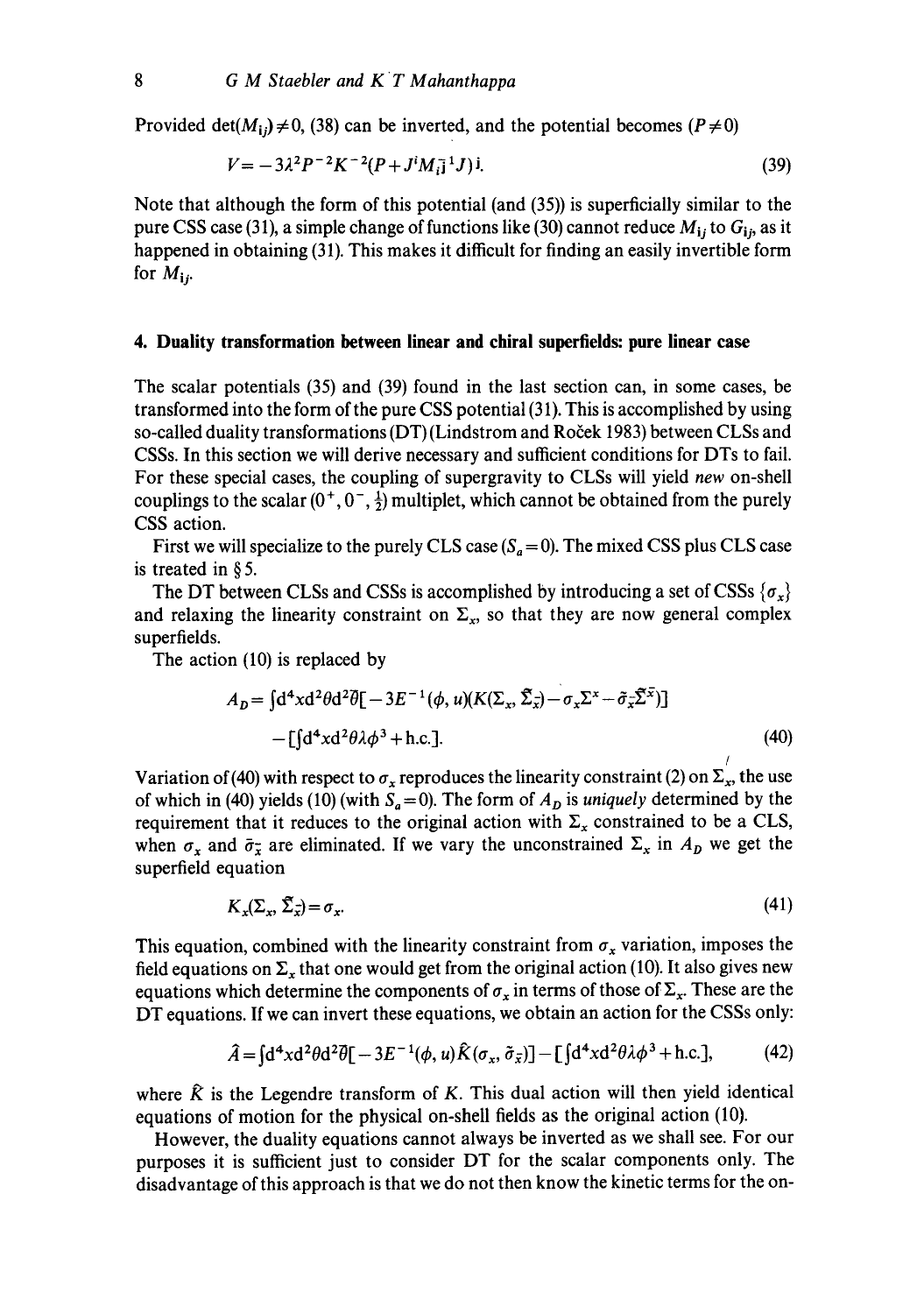Provided $\det(M_{ij}) \neq 0$, (38) can be inverted, and the potential becomes ($P \neq 0$)

$$V = -3\lambda^2 P^{-2} K^{-2} (P + J^i M_{i\bar{j}}^{-1} J)^{\bar{j}}. \tag{39}$$

Note that although the form of this potential (and (35)) is superficially similar to the pure CSS case (31), a simple change of functions like (30) cannot reduce $M_{ij}$ to $G_{ij}$, as it happened in obtaining (31). This makes it difficult for finding an easily invertible form for $M_{ij}$.

## 4. Duality transformation between linear and chiral superfields: pure linear case

The scalar potentials (35) and (39) found in the last section can, in some cases, be transformed into the form of the pure CSS potential (31). This is accomplished by using so-called duality transformations (DT) (Lindstrom and Roček 1983) between CLSs and CSSs. In this section we will derive necessary and sufficient conditions for DTs to fail. For these special cases, the coupling of supergravity to CLSs will yield *new* on-shell couplings to the scalar $(0^+, 0^-, \frac{1}{2})$ multiplet, which cannot be obtained from the purely CSS action.

First we will specialize to the purely CLS case ($S_a = 0$). The mixed CSS plus CLS case is treated in § 5.

The DT between CLSs and CSSs is accomplished by introducing a set of CSSs $\{\sigma_x\}$ and relaxing the linearity constraint on $\Sigma_x$, so that they are now general complex superfields.

The action (10) is replaced by

$$A_D = \int d^4x d^2\theta d^2\bar{\theta}[-3E^{-1}(\phi, u)(K(\Sigma_x, \bar{\Sigma}_{\bar{x}}) - \sigma_x \Sigma^x - \bar{\sigma}_{\bar{x}} \bar{\Sigma}^{\bar{x}})]$$
$$- [\int d^4x d^2\theta \lambda \phi^3 + \text{h.c.}]. \tag{40}$$

Variation of (40) with respect to $\sigma_x$ reproduces the linearity constraint (2) on $\Sigma_x$, the use of which in (40) yields (10) (with $S_a = 0$). The form of $A_D$ is *uniquely* determined by the requirement that it reduces to the original action with $\Sigma_x$ constrained to be a CLS, when $\sigma_x$ and $\bar{\sigma}_{\bar{x}}$ are eliminated. If we vary the unconstrained $\Sigma_x$ in $A_D$ we get the superfield equation

$$K_x(\Sigma_x, \bar{\Sigma}_{\bar{x}}) = \sigma_x. \tag{41}$$

This equation, combined with the linearity constraint from $\sigma_x$ variation, imposes the field equations on $\Sigma_x$ that one would get from the original action (10). It also gives new equations which determine the components of $\sigma_x$ in terms of those of $\Sigma_x$. These are the DT equations. If we can invert these equations, we obtain an action for the CSSs only:

$$\hat{A} = \int d^4x d^2\theta d^2\bar{\theta}[-3E^{-1}(\phi, u)\hat{K}(\sigma_x, \bar{\sigma}_{\bar{x}})] - [\int d^4x d^2\theta \lambda \phi^3 + \text{h.c.}], \tag{42}$$

where $\hat{K}$ is the Legendre transform of $K$. This dual action will then yield identical equations of motion for the physical on-shell fields as the original action (10).

However, the duality equations cannot always be inverted as we shall see. For our purposes it is sufficient just to consider DT for the scalar components only. The disadvantage of this approach is that we do not then know the kinetic terms for the on-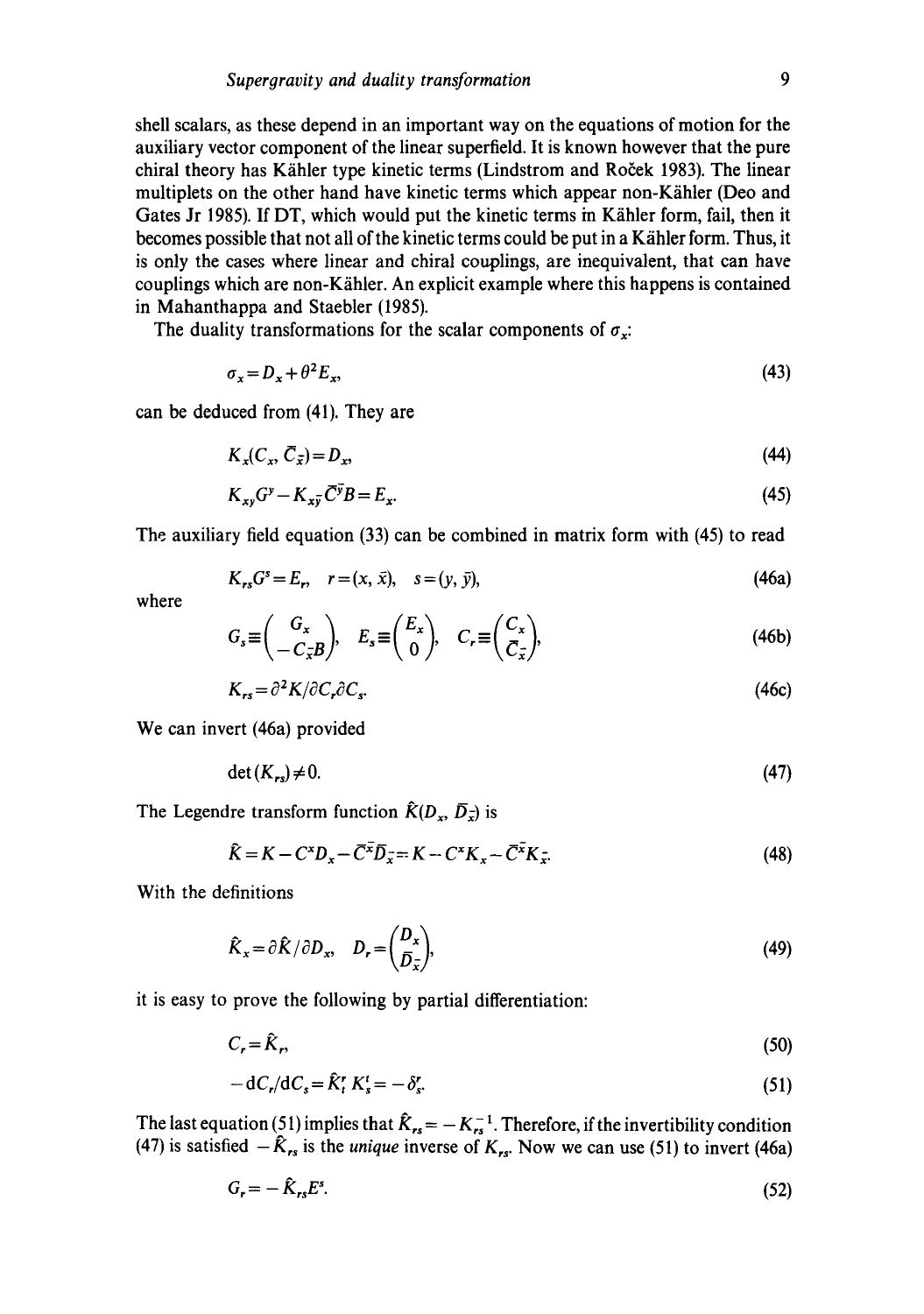shell scalars, as these depend in an important way on the equations of motion for the auxiliary vector component of the linear superfield. It is known however that the pure chiral theory has Kähler type kinetic terms (Lindstrom and Roček 1983). The linear multiplets on the other hand have kinetic terms which appear non-Kähler (Deo and Gates Jr 1985). If DT, which would put the kinetic terms in Kähler form, fail, then it becomes possible that not all of the kinetic terms could be put in a Kähler form. Thus, it is only the cases where linear and chiral couplings, are inequivalent, that can have couplings which are non-Kähler. An explicit example where this happens is contained in Mahanthappa and Staebler (1985).

The duality transformations for the scalar components of $\sigma_x$:

$$\sigma_x = D_x + \theta^2 E_x, \tag{43}$$

can be deduced from (41). They are

$$K_x(C_x, \bar{C}_{\bar{x}}) = D_x, \tag{44}$$

$$K_{xy} G^y - K_{x\bar{y}} \bar{C}^{\bar{y}} B = E_x. \tag{45}$$

The auxiliary field equation (33) can be combined in matrix form with (45) to read

$$K_{rs} G^s = E_r, \quad r = (x, \bar{x}), \quad s = (y, \bar{y}), \tag{46a}$$

where

$$G_s \equiv \begin{pmatrix} G_x \\ -C_{\bar{x}} B \end{pmatrix}, \quad E_s \equiv \begin{pmatrix} E_x \\ 0 \end{pmatrix}, \quad C_r \equiv \begin{pmatrix} C_x \\ \bar{C}_{\bar{x}} \end{pmatrix}, \tag{46b}$$

$$K_{rs} = \partial^2 K / \partial C_r \partial C_s. \tag{46c}$$

We can invert (46a) provided

$$\det(K_{rs}) \neq 0. \tag{47}$$

The Legendre transform function $\hat{K}(D_x, \bar{D}_{\bar{x}})$ is

$$\hat{K} = K - C^x D_x - \bar{C}^{\bar{x}} \bar{D}_{\bar{x}} = K - C^x K_x - \bar{C}^{\bar{x}} K_{\bar{x}}. \tag{48}$$

With the definitions

$$\hat{K}_x = \partial \hat{K} / \partial D_x, \quad D_r = \begin{pmatrix} D_x \\ \bar{D}_{\bar{x}} \end{pmatrix}, \tag{49}$$

it is easy to prove the following by partial differentiation:

$$C_r = \hat{K}_r, \tag{50}$$

$$-\mathrm{d}C_r / \mathrm{d}C_s = \hat{K}^r_t \, K^t_s = -\delta^r_s. \tag{51}$$

The last equation (51) implies that $\hat{K}_{rs} = -K_{rs}^{-1}$. Therefore, if the invertibility condition (47) is satisfied $-\hat{K}_{rs}$ is the *unique* inverse of $K_{rs}$. Now we can use (51) to invert (46a)

$$G_r = -\hat{K}_{rs} E^s. \tag{52}$$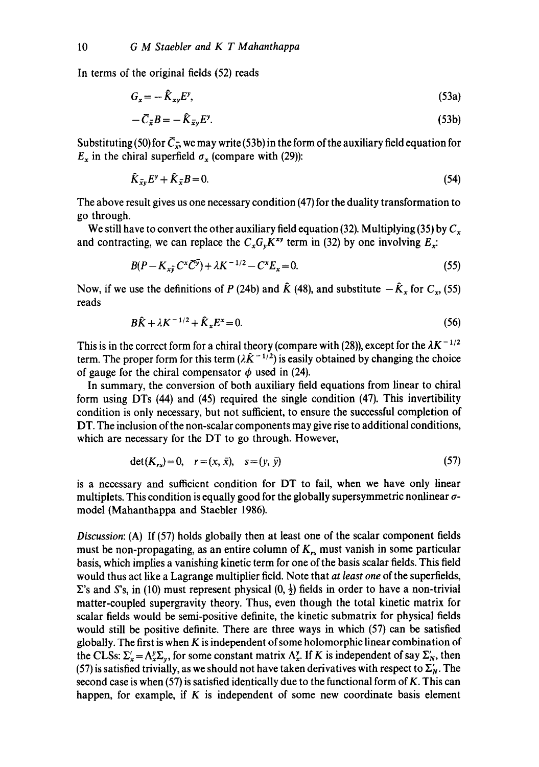In terms of the original fields (52) reads

$$G_x = -\hat{K}_{xy} E^y, \tag{53a}$$

$$-\bar{C}_{\bar{x}} B = -\hat{K}_{\bar{x}y} E^y. \tag{53b}$$

Substituting (50) for $\bar{C}_{\bar{x}}$, we may write (53b) in the form of the auxiliary field equation for $E_x$ in the chiral superfield $\sigma_x$ (compare with (29)):

$$\hat{K}_{\bar{x}y} E^y + \hat{K}_{\bar{x}} B = 0. \tag{54}$$

The above result gives us one necessary condition (47) for the duality transformation to go through.

We still have to convert the other auxiliary field equation (32). Multiplying (35) by $C_x$ and contracting, we can replace the $C_x G_y K^{xy}$ term in (32) by one involving $E_x$:

$$B(P - K_{x\bar{y}} C^x \bar{C}^{\bar{y}}) + \lambda K^{-1/2} - C^x E_x = 0. \tag{55}$$

Now, if we use the definitions of $P$ (24b) and $\hat{K}$ (48), and substitute $-\hat{K}_x$ for $C_x$, (55) reads

$$B\hat{K} + \lambda K^{-1/2} + \hat{K}_x E^x = 0. \tag{56}$$

This is in the correct form for a chiral theory (compare with (28)), except for the $\lambda K^{-1/2}$ term. The proper form for this term ($\lambda \hat{K}^{-1/2}$) is easily obtained by changing the choice of gauge for the chiral compensator $\phi$ used in (24).

In summary, the conversion of both auxiliary field equations from linear to chiral form using DTs (44) and (45) required the single condition (47). This invertibility condition is only necessary, but not sufficient, to ensure the successful completion of DT. The inclusion of the non-scalar components may give rise to additional conditions, which are necessary for the DT to go through. However,

$$\det(K_{rs}) = 0, \quad r = (x, \bar{x}), \quad s = (y, \bar{y}) \tag{57}$$

is a necessary and sufficient condition for DT to fail, when we have only linear multiplets. This condition is equally good for the globally supersymmetric nonlinear $\sigma$-model (Mahanthappa and Staebler 1986).

*Discussion*: (A) If (57) holds globally then at least one of the scalar component fields must be non-propagating, as an entire column of $K_{rs}$ must vanish in some particular basis, which implies a vanishing kinetic term for one of the basis scalar fields. This field would thus act like a Lagrange multiplier field. Note that *at least one* of the superfields, $\Sigma$'s and $S$'s, in (10) must represent physical $(0, \frac{1}{2})$ fields in order to have a non-trivial matter-coupled supergravity theory. Thus, even though the total kinetic matrix for scalar fields would be semi-positive definite, the kinetic submatrix for physical fields would still be positive definite. There are three ways in which (57) can be satisfied globally. The first is when $K$ is independent of some holomorphic linear combination of the CLSs: $\Sigma'_x = \Lambda^y_x \Sigma_y$, for some constant matrix $\Lambda^y_x$. If $K$ is independent of say $\Sigma'_N$, then (57) is satisfied trivially, as we should not have taken derivatives with respect to $\Sigma'_N$. The second case is when (57) is satisfied identically due to the functional form of $K$. This can happen, for example, if $K$ is independent of some new coordinate basis element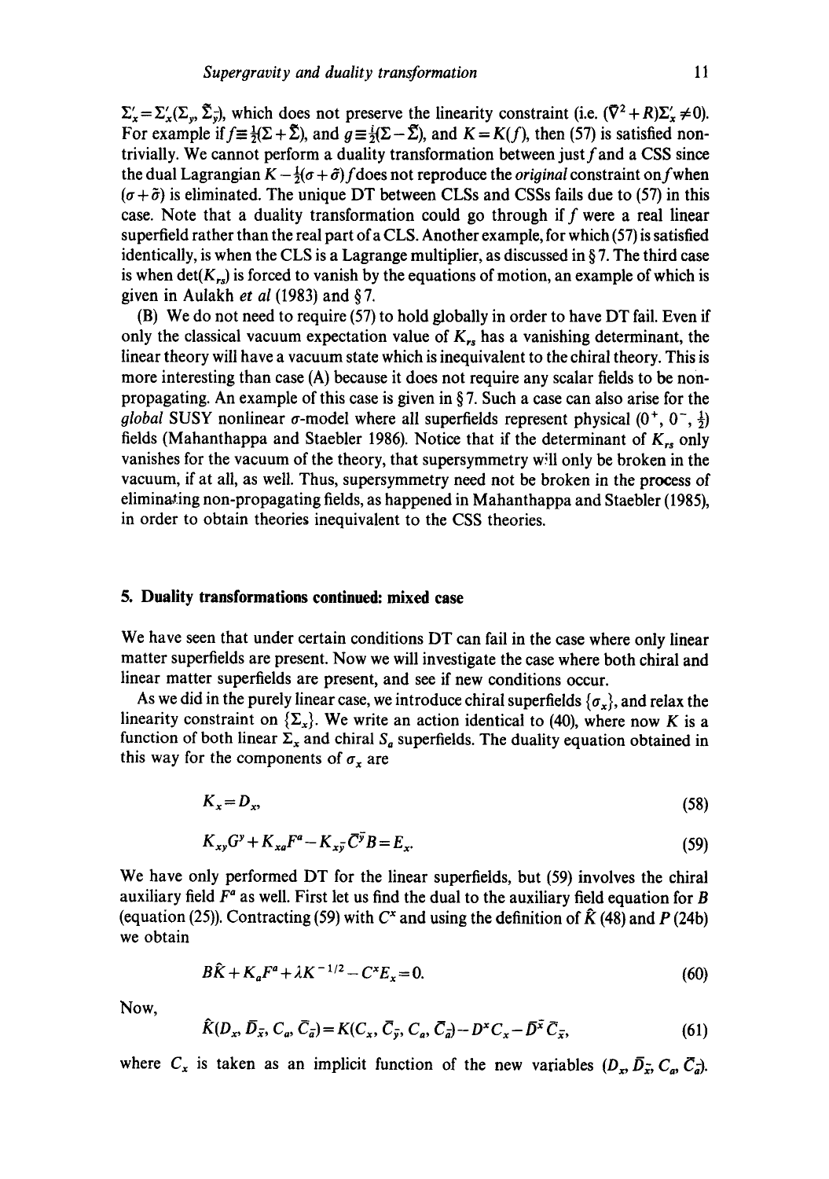$\Sigma'_x = \Sigma'_x(\Sigma_y, \bar{\Sigma}_{\bar{y}})$, which does not preserve the linearity constraint (i.e. $(\bar{\nabla}^2 + R)\Sigma'_x \neq 0$). For example if $f \equiv \frac{1}{2}(\Sigma + \bar{\Sigma})$, and $g \equiv \frac{i}{2}(\Sigma - \bar{\Sigma})$, and $K = K(f)$, then (57) is satisfied non-trivially. We cannot perform a duality transformation between just $f$ and a CSS since the dual Lagrangian $K - \frac{1}{2}(\sigma + \bar{\sigma})f$ does not reproduce the *original* constraint on $f$ when $(\sigma + \bar{\sigma})$ is eliminated. The unique DT between CLSs and CSSs fails due to (57) in this case. Note that a duality transformation could go through if $f$ were a real linear superfield rather than the real part of a CLS. Another example, for which (57) is satisfied identically, is when the CLS is a Lagrange multiplier, as discussed in § 7. The third case is when $\det(K_{rs})$ is forced to vanish by the equations of motion, an example of which is given in Aulakh *et al* (1983) and § 7.

(B) We do not need to require (57) to hold globally in order to have DT fail. Even if only the classical vacuum expectation value of $K_{rs}$ has a vanishing determinant, the linear theory will have a vacuum state which is inequivalent to the chiral theory. This is more interesting than case (A) because it does not require any scalar fields to be non-propagating. An example of this case is given in § 7. Such a case can also arise for the *global* SUSY nonlinear $\sigma$-model where all superfields represent physical $(0^+, 0^-, \frac{1}{2})$ fields (Mahanthappa and Staebler 1986). Notice that if the determinant of $K_{rs}$ only vanishes for the vacuum of the theory, that supersymmetry will only be broken in the vacuum, if at all, as well. Thus, supersymmetry need not be broken in the process of eliminating non-propagating fields, as happened in Mahanthappa and Staebler (1985), in order to obtain theories inequivalent to the CSS theories.

## 5. Duality transformations continued: mixed case

We have seen that under certain conditions DT can fail in the case where only linear matter superfields are present. Now we will investigate the case where both chiral and linear matter superfields are present, and see if new conditions occur.

As we did in the purely linear case, we introduce chiral superfields $\{\sigma_x\}$, and relax the linearity constraint on $\{\Sigma_x\}$. We write an action identical to (40), where now $K$ is a function of both linear $\Sigma_x$ and chiral $S_a$ superfields. The duality equation obtained in this way for the components of $\sigma_x$ are

$$K_x = D_x, \tag{58}$$

$$K_{xy}G^y + K_{xa}F^a - K_{x\bar{y}}\bar{C}^{\bar{y}}B = E_x. \tag{59}$$

We have only performed DT for the linear superfields, but (59) involves the chiral auxiliary field $F^a$ as well. First let us find the dual to the auxiliary field equation for $B$ (equation (25)). Contracting (59) with $C^x$ and using the definition of $\hat{K}$ (48) and $P$ (24b) we obtain

$$B\hat{K} + K_a F^a + \lambda K^{-1/2} - C^x E_x = 0. \tag{60}$$

Now,

$$\hat{K}(D_x, \bar{D}_{\bar{x}}, C_a, \bar{C}_{\bar{a}}) = K(C_x, \bar{C}_{\bar{y}}, C_a, \bar{C}_{\bar{a}}) - D^x C_x - \bar{D}^{\bar{x}}\bar{C}_{\bar{x}}, \tag{61}$$

where $C_x$ is taken as an implicit function of the new variables $(D_x, \bar{D}_{\bar{x}}, C_a, \bar{C}_{\bar{a}})$.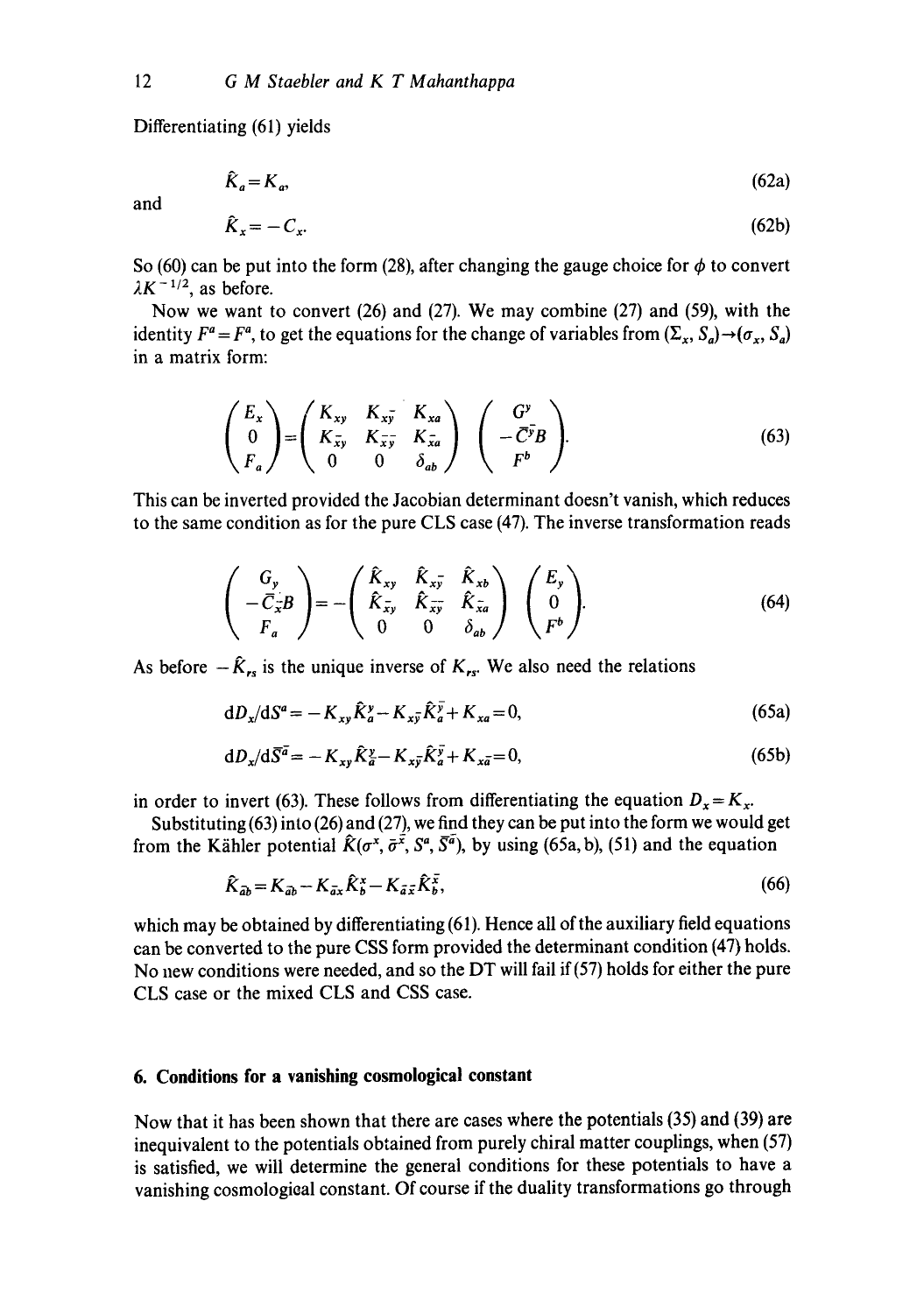Differentiating (61) yields

$$\hat{K}_a = K_a, \tag{62a}$$

and

$$\hat{K}_x = -C_x. \tag{62b}$$

So (60) can be put into the form (28), after changing the gauge choice for $\phi$ to convert $\lambda K^{-1/2}$, as before.

Now we want to convert (26) and (27). We may combine (27) and (59), with the identity $F^a = F^a$, to get the equations for the change of variables from $(\Sigma_x, S_a) \to (\sigma_x, S_a)$ in a matrix form:

$$\begin{pmatrix} E_x \\ 0 \\ F_a \end{pmatrix} = \begin{pmatrix} K_{xy} & K_{x\bar{y}} & K_{xa} \\ K_{\bar{x}y} & K_{\bar{x}\bar{y}} & K_{\bar{x}a} \\ 0 & 0 & \delta_{ab} \end{pmatrix} \begin{pmatrix} G^y \\ -\bar{C}^{\bar{y}} B \\ F^b \end{pmatrix}. \tag{63}$$

This can be inverted provided the Jacobian determinant doesn't vanish, which reduces to the same condition as for the pure CLS case (47). The inverse transformation reads

$$\begin{pmatrix} G_y \\ -\bar{C}_{\bar{x}} B \\ F_a \end{pmatrix} = -\begin{pmatrix} \hat{K}_{xy} & \hat{K}_{x\bar{y}} & \hat{K}_{xb} \\ \hat{K}_{\bar{x}y} & \hat{K}_{\bar{x}\bar{y}} & \hat{K}_{\bar{x}a} \\ 0 & 0 & \delta_{ab} \end{pmatrix} \begin{pmatrix} E_y \\ 0 \\ F^b \end{pmatrix}. \tag{64}$$

As before $-\hat{K}_{rs}$ is the unique inverse of $K_{rs}$. We also need the relations

$$\mathrm{d}D_x/\mathrm{d}S^a = -K_{xy}\hat{K}^y_a - K_{x\bar{y}}\hat{K}^{\bar{y}}_a + K_{xa} = 0, \tag{65a}$$

$$\mathrm{d}D_x/\mathrm{d}\bar{S}^{\bar{a}} = -K_{xy}\hat{K}^y_{\bar{a}} - K_{x\bar{y}}\hat{K}^{\bar{y}}_{\bar{a}} + K_{x\bar{a}} = 0, \tag{65b}$$

in order to invert (63). These follows from differentiating the equation $D_x = K_x$.

Substituting (63) into (26) and (27), we find they can be put into the form we would get from the Kähler potential $\hat{K}(\sigma^x, \bar{\sigma}^{\bar{x}}, S^a, \bar{S}^{\bar{a}})$, by using (65a, b), (51) and the equation

$$\hat{K}_{\bar{a}b} = K_{\bar{a}b} - K_{\bar{a}x}\hat{K}^x_b - K_{\bar{a}\bar{x}}\hat{K}^{\bar{x}}_b, \tag{66}$$

which may be obtained by differentiating (61). Hence all of the auxiliary field equations can be converted to the pure CSS form provided the determinant condition (47) holds. No new conditions were needed, and so the DT will fail if (57) holds for either the pure CLS case or the mixed CLS and CSS case.

## 6. Conditions for a vanishing cosmological constant

Now that it has been shown that there are cases where the potentials (35) and (39) are inequivalent to the potentials obtained from purely chiral matter couplings, when (57) is satisfied, we will determine the general conditions for these potentials to have a vanishing cosmological constant. Of course if the duality transformations go through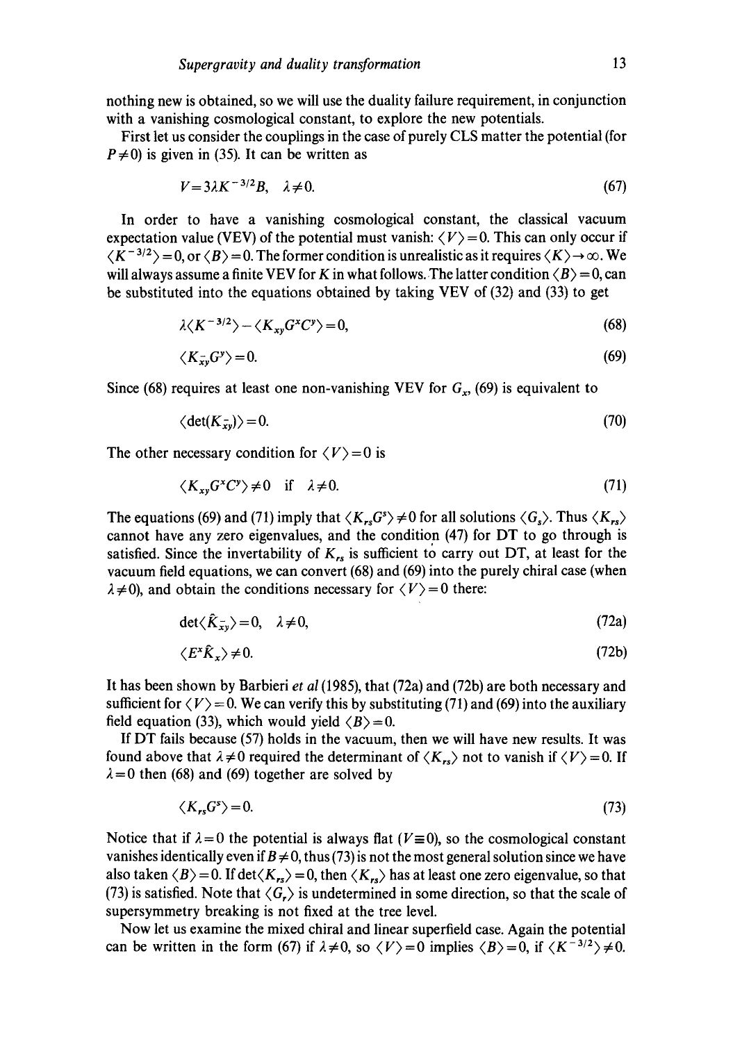nothing new is obtained, so we will use the duality failure requirement, in conjunction with a vanishing cosmological constant, to explore the new potentials.

First let us consider the couplings in the case of purely CLS matter the potential (for $P \neq 0$) is given in (35). It can be written as

$$V = 3\lambda K^{-3/2} B, \quad \lambda \neq 0. \tag{67}$$

In order to have a vanishing cosmological constant, the classical vacuum expectation value (VEV) of the potential must vanish: $\langle V \rangle = 0$. This can only occur if $\langle K^{-3/2} \rangle = 0$, or $\langle B \rangle = 0$. The former condition is unrealistic as it requires $\langle K \rangle \to \infty$. We will always assume a finite VEV for $K$ in what follows. The latter condition $\langle B \rangle = 0$, can be substituted into the equations obtained by taking VEV of (32) and (33) to get

$$\lambda \langle K^{-3/2} \rangle - \langle K_{xy} G^x C^y \rangle = 0, \tag{68}$$

$$\langle K_{\bar{x}y} G^y \rangle = 0. \tag{69}$$

Since (68) requires at least one non-vanishing VEV for $G_x$, (69) is equivalent to

$$\langle \det(K_{\bar{x}y}) \rangle = 0. \tag{70}$$

The other necessary condition for $\langle V \rangle = 0$ is

$$\langle K_{xy} G^x C^y \rangle \neq 0 \quad \text{if} \quad \lambda \neq 0. \tag{71}$$

The equations (69) and (71) imply that $\langle K_{rs} G^s \rangle \neq 0$ for all solutions $\langle G_s \rangle$. Thus $\langle K_{rs} \rangle$ cannot have any zero eigenvalues, and the condition (47) for DT to go through is satisfied. Since the invertability of $K_{rs}$ is sufficient to carry out DT, at least for the vacuum field equations, we can convert (68) and (69) into the purely chiral case (when $\lambda \neq 0$), and obtain the conditions necessary for $\langle V \rangle = 0$ there:

$$\det \langle \hat{K}_{\bar{x}y} \rangle = 0, \quad \lambda \neq 0, \tag{72a}$$

$$\langle E^x \hat{K}_x \rangle \neq 0. \tag{72b}$$

It has been shown by Barbieri *et al* (1985), that (72a) and (72b) are both necessary and sufficient for $\langle V \rangle = 0$. We can verify this by substituting (71) and (69) into the auxiliary field equation (33), which would yield $\langle B \rangle = 0$.

If DT fails because (57) holds in the vacuum, then we will have new results. It was found above that $\lambda \neq 0$ required the determinant of $\langle K_{rs} \rangle$ not to vanish if $\langle V \rangle = 0$. If $\lambda = 0$ then (68) and (69) together are solved by

$$\langle K_{rs} G^s \rangle = 0. \tag{73}$$

Notice that if $\lambda = 0$ the potential is always flat ($V \equiv 0$), so the cosmological constant vanishes identically even if $B \neq 0$, thus (73) is not the most general solution since we have also taken $\langle B \rangle = 0$. If $\det \langle K_{rs} \rangle = 0$, then $\langle K_{rs} \rangle$ has at least one zero eigenvalue, so that (73) is satisfied. Note that $\langle G_r \rangle$ is undetermined in some direction, so that the scale of supersymmetry breaking is not fixed at the tree level.

Now let us examine the mixed chiral and linear superfield case. Again the potential can be written in the form (67) if $\lambda \neq 0$, so $\langle V \rangle = 0$ implies $\langle B \rangle = 0$, if $\langle K^{-3/2} \rangle \neq 0$.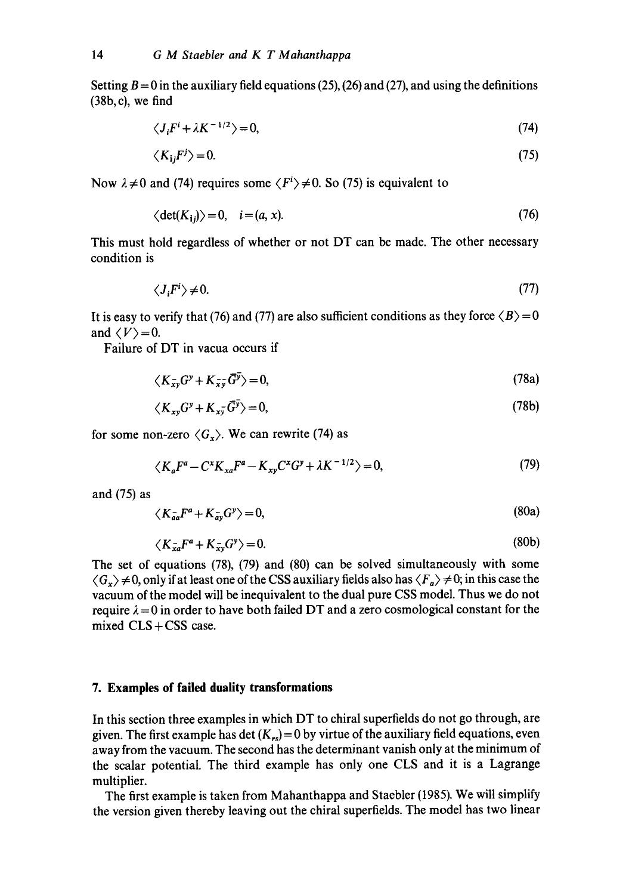Setting $B=0$ in the auxiliary field equations (25), (26) and (27), and using the definitions (38b, c), we find

$$\langle J_i F^i + \lambda K^{-1/2} \rangle = 0, \tag{74}$$

$$\langle K_{\bar{i}j} F^j \rangle = 0. \tag{75}$$

Now $\lambda \neq 0$ and (74) requires some $\langle F^i \rangle \neq 0$. So (75) is equivalent to

$$\langle \det(K_{\bar{i}j}) \rangle = 0, \quad i = (a, x). \tag{76}$$

This must hold regardless of whether or not DT can be made. The other necessary condition is

$$\langle J_i F^i \rangle \neq 0. \tag{77}$$

It is easy to verify that (76) and (77) are also sufficient conditions as they force $\langle B \rangle = 0$ and $\langle V \rangle = 0$.

Failure of DT in vacua occurs if

$$\langle K_{\bar{x}y} G^y + K_{\bar{x}\bar{y}} \bar{G}^{\bar{y}} \rangle = 0, \tag{78a}$$

$$\langle K_{xy} G^y + K_{x\bar{y}} \bar{G}^{\bar{y}} \rangle = 0, \tag{78b}$$

for some non-zero $\langle G_x \rangle$. We can rewrite (74) as

$$\langle K_a F^a - C^x K_{xa} F^a - K_{xy} C^x G^y + \lambda K^{-1/2} \rangle = 0, \tag{79}$$

and (75) as

$$\langle K_{\bar{a}a} F^a + K_{\bar{a}y} G^y \rangle = 0, \tag{80a}$$

$$\langle K_{\bar{x}a} F^a + K_{\bar{x}y} G^y \rangle = 0. \tag{80b}$$

The set of equations (78), (79) and (80) can be solved simultaneously with some $\langle G_x \rangle \neq 0$, only if at least one of the CSS auxiliary fields also has $\langle F_a \rangle \neq 0$; in this case the vacuum of the model will be inequivalent to the dual pure CSS model. Thus we do not require $\lambda = 0$ in order to have both failed DT and a zero cosmological constant for the mixed CLS + CSS case.

## 7. Examples of failed duality transformations

In this section three examples in which DT to chiral superfields do not go through, are given. The first example has $\det(K_{rs}) = 0$ by virtue of the auxiliary field equations, even away from the vacuum. The second has the determinant vanish only at the minimum of the scalar potential. The third example has only one CLS and it is a Lagrange multiplier.

The first example is taken from Mahanthappa and Staebler (1985). We will simplify the version given thereby leaving out the chiral superfields. The model has two linear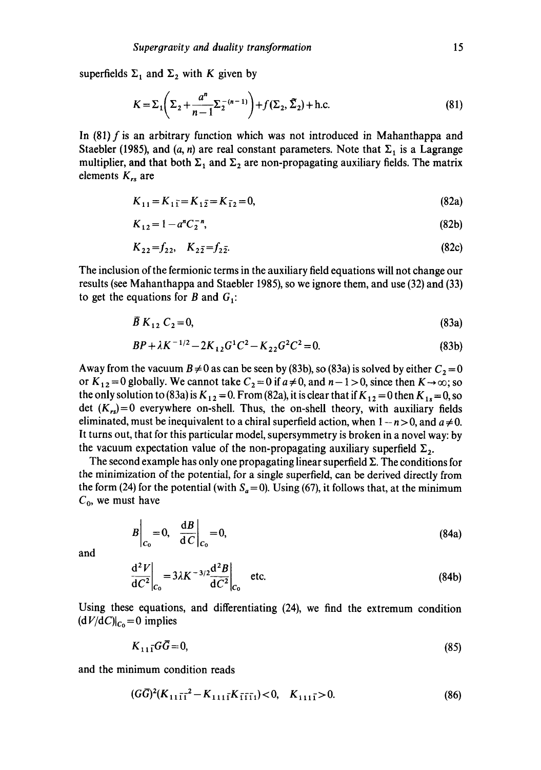superfields $\Sigma_1$ and $\Sigma_2$ with $K$ given by

$$K=\Sigma_1\left(\Sigma_2+\frac{a^n}{n-1}\Sigma_{\bar{2}}^{-(n-1)}\right)+f(\Sigma_2,\bar{\Sigma}_2)+\text{h.c.} \tag{81}$$

In (81) $f$ is an arbitrary function which was not introduced in Mahanthappa and Staebler (1985), and $(a, n)$ are real constant parameters. Note that $\Sigma_1$ is a Lagrange multiplier, and that both $\Sigma_1$ and $\Sigma_2$ are non-propagating auxiliary fields. The matrix elements $K_{rs}$ are

$$K_{11}=K_{1\bar{1}}=K_{1\bar{2}}=K_{\bar{1}2}=0, \tag{82a}$$

$$K_{12}=1-a^nC_{\bar{2}}^{-n}, \tag{82b}$$

$$K_{22}=f_{22}, \quad K_{2\bar{2}}=f_{2\bar{2}}. \tag{82c}$$

The inclusion of the fermionic terms in the auxiliary field equations will not change our results (see Mahanthappa and Staebler 1985), so we ignore them, and use (32) and (33) to get the equations for $B$ and $G_1$:

$$\bar{B}\,K_{12}\,C_2=0, \tag{83a}$$

$$BP+\lambda K^{-1/2}-2K_{12}G^1C^2-K_{22}G^2C^2=0. \tag{83b}$$

Away from the vacuum $B\neq 0$ as can be seen by (83b), so (83a) is solved by either $C_2=0$ or $K_{12}=0$ globally. We cannot take $C_2=0$ if $a\neq 0$, and $n-1>0$, since then $K\to\infty$; so the only solution to (83a) is $K_{12}=0$. From (82a), it is clear that if $K_{12}=0$ then $K_{1s}=0$, so $\det(K_{rs})=0$ everywhere on-shell. Thus, the on-shell theory, with auxiliary fields eliminated, must be inequivalent to a chiral superfield action, when $1-n>0$, and $a\neq 0$. It turns out, that for this particular model, supersymmetry is broken in a novel way: by the vacuum expectation value of the non-propagating auxiliary superfield $\Sigma_2$.

The second example has only one propagating linear superfield $\Sigma$. The conditions for the minimization of the potential, for a single superfield, can be derived directly from the form (24) for the potential (with $S_a=0$). Using (67), it follows that, at the minimum $C_0$, we must have

$$B\bigg|_{C_0}=0, \quad \frac{\mathrm{d}B}{\mathrm{d}C}\bigg|_{C_0}=0, \tag{84a}$$

and

$$\frac{\mathrm{d}^2V}{\mathrm{d}C^2}\bigg|_{C_0}=3\lambda K^{-3/2}\frac{\mathrm{d}^2B}{\mathrm{d}C^2}\bigg|_{C_0} \quad \text{etc.} \tag{84b}$$

Using these equations, and differentiating (24), we find the extremum condition $(\mathrm{d}V/\mathrm{d}C)|_{C_0}=0$ implies

$$K_{11\bar{1}}G\bar{G}=0, \tag{85}$$

and the minimum condition reads

$$(G\bar{G})^2(K_{11\bar{1}\bar{1}}{}^2-K_{111\bar{1}}K_{\bar{1}\bar{1}\bar{1}1})<0, \quad K_{11\bar{1}}>0. \tag{86}$$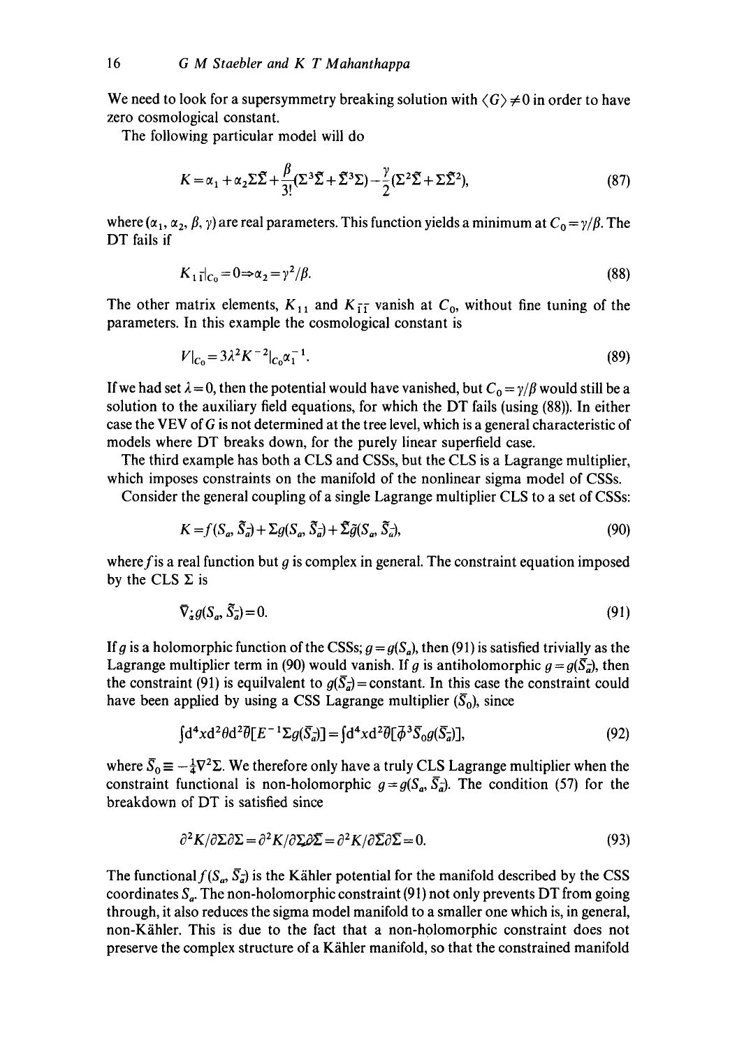We need to look for a supersymmetry breaking solution with $\langle G \rangle \neq 0$ in order to have zero cosmological constant.

The following particular model will do

$$K = \alpha_1 + \alpha_2 \Sigma\bar{\Sigma} + \frac{\beta}{3!}(\Sigma^3\bar{\Sigma} + \bar{\Sigma}^3\Sigma) - \frac{\gamma}{2}(\Sigma^2\bar{\Sigma} + \Sigma\bar{\Sigma}^2), \tag{87}$$

where $(\alpha_1, \alpha_2, \beta, \gamma)$ are real parameters. This function yields a minimum at $C_0 = \gamma/\beta$. The DT fails if

$$K_{1\bar{1}}|_{C_0} = 0 \Rightarrow \alpha_2 = \gamma^2/\beta. \tag{88}$$

The other matrix elements, $K_{11}$ and $K_{\bar{1}\bar{1}}$ vanish at $C_0$, without fine tuning of the parameters. In this example the cosmological constant is

$$V|_{C_0} = 3\lambda^2 K^{-2}|_{C_0}\alpha_1^{-1}. \tag{89}$$

If we had set $\lambda = 0$, then the potential would have vanished, but $C_0 = \gamma/\beta$ would still be a solution to the auxiliary field equations, for which the DT fails (using (88)). In either case the VEV of $G$ is not determined at the tree level, which is a general characteristic of models where DT breaks down, for the purely linear superfield case.

The third example has both a CLS and CSSs, but the CLS is a Lagrange multiplier, which imposes constraints on the manifold of the nonlinear sigma model of CSSs.

Consider the general coupling of a single Lagrange multiplier CLS to a set of CSSs:

$$K = f(S_a, \bar{S}_{\bar{a}}) + \Sigma g(S_a, \bar{S}_{\bar{a}}) + \bar{\Sigma}\bar{g}(S_a, \bar{S}_{\bar{a}}), \tag{90}$$

where $f$ is a real function but $g$ is complex in general. The constraint equation imposed by the CLS $\Sigma$ is

$$\bar{\nabla}_{\dot{\alpha}} g(S_a, \bar{S}_{\bar{a}}) = 0. \tag{91}$$

If $g$ is a holomorphic function of the CSSs; $g = g(S_a)$, then (91) is satisfied trivially as the Lagrange multiplier term in (90) would vanish. If $g$ is antiholomorphic $g = g(\bar{S}_{\bar{a}})$, then the constraint (91) is equivalent to $g(\bar{S}_{\bar{a}}) = \text{constant}$. In this case the constraint could have been applied by using a CSS Lagrange multiplier $(\bar{S}_0)$, since

$$\int d^4x d^2\theta d^2\bar{\theta}[E^{-1}\Sigma g(\bar{S}_{\bar{a}})] = \int d^4x d^2\bar{\theta}[\bar{\phi}^3\bar{S}_0 g(\bar{S}_{\bar{a}})], \tag{92}$$

where $\bar{S}_0 \equiv -\frac{1}{4}\nabla^2\Sigma$. We therefore only have a truly CLS Lagrange multiplier when the constraint functional is non-holomorphic $g = g(S_a, \bar{S}_{\bar{a}})$. The condition (57) for the breakdown of DT is satisfied since

$$\partial^2 K/\partial\Sigma\partial\Sigma = \partial^2 K/\partial\Sigma\partial\bar{\Sigma} = \partial^2 K/\partial\bar{\Sigma}\partial\bar{\Sigma} = 0. \tag{93}$$

The functional $f(S_a, \bar{S}_{\bar{a}})$ is the Kähler potential for the manifold described by the CSS coordinates $S_a$. The non-holomorphic constraint (91) not only prevents DT from going through, it also reduces the sigma model manifold to a smaller one which is, in general, non-Kähler. This is due to the fact that a non-holomorphic constraint does not preserve the complex structure of a Kähler manifold, so that the constrained manifold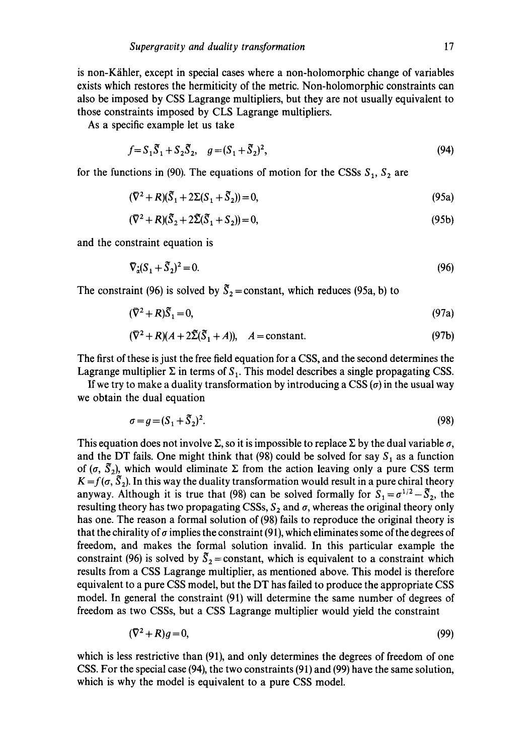is non-Kähler, except in special cases where a non-holomorphic change of variables exists which restores the hermiticity of the metric. Non-holomorphic constraints can also be imposed by CSS Lagrange multipliers, but they are not usually equivalent to those constraints imposed by CLS Lagrange multipliers.

As a specific example let us take

$$f = S_1\bar{S}_1 + S_2\bar{S}_2, \quad g = (S_1 + \bar{S}_2)^2, \tag{94}$$

for the functions in (90). The equations of motion for the CSSs $S_1$, $S_2$ are

$$(\bar{\nabla}^2 + R)(\bar{S}_1 + 2\Sigma(S_1 + \bar{S}_2)) = 0, \tag{95a}$$

$$(\bar{\nabla}^2 + R)(\bar{S}_2 + 2\bar{\Sigma}(\bar{S}_1 + S_2)) = 0, \tag{95b}$$

and the constraint equation is

$$\bar{\nabla}_{\dot{\alpha}}(S_1 + \bar{S}_2)^2 = 0. \tag{96}$$

The constraint (96) is solved by $\bar{S}_2 = \text{constant}$, which reduces (95a, b) to

$$(\bar{\nabla}^2 + R)\bar{S}_1 = 0, \tag{97a}$$

$$(\bar{\nabla}^2 + R)(A + 2\bar{\Sigma}(\bar{S}_1 + A)), \quad A = \text{constant}. \tag{97b}$$

The first of these is just the free field equation for a CSS, and the second determines the Lagrange multiplier $\Sigma$ in terms of $S_1$. This model describes a single propagating CSS.

If we try to make a duality transformation by introducing a CSS ($\sigma$) in the usual way we obtain the dual equation

$$\sigma = g = (S_1 + \bar{S}_2)^2. \tag{98}$$

This equation does not involve $\Sigma$, so it is impossible to replace $\Sigma$ by the dual variable $\sigma$, and the DT fails. One might think that (98) could be solved for say $S_1$ as a function of ($\sigma$, $\bar{S}_2$), which would eliminate $\Sigma$ from the action leaving only a pure CSS term $K = f(\sigma, \bar{S}_2)$. In this way the duality transformation would result in a pure chiral theory anyway. Although it is true that (98) can be solved formally for $S_1 = \sigma^{1/2} - \bar{S}_2$, the resulting theory has two propagating CSSs, $S_2$ and $\sigma$, whereas the original theory only has one. The reason a formal solution of (98) fails to reproduce the original theory is that the chirality of $\sigma$ implies the constraint (91), which eliminates some of the degrees of freedom, and makes the formal solution invalid. In this particular example the constraint (96) is solved by $\bar{S}_2 = \text{constant}$, which is equivalent to a constraint which results from a CSS Lagrange multiplier, as mentioned above. This model is therefore equivalent to a pure CSS model, but the DT has failed to produce the appropriate CSS model. In general the constraint (91) will determine the same number of degrees of freedom as two CSSs, but a CSS Lagrange multiplier would yield the constraint

$$(\bar{\nabla}^2 + R)g = 0, \tag{99}$$

which is less restrictive than (91), and only determines the degrees of freedom of one CSS. For the special case (94), the two constraints (91) and (99) have the same solution, which is why the model is equivalent to a pure CSS model.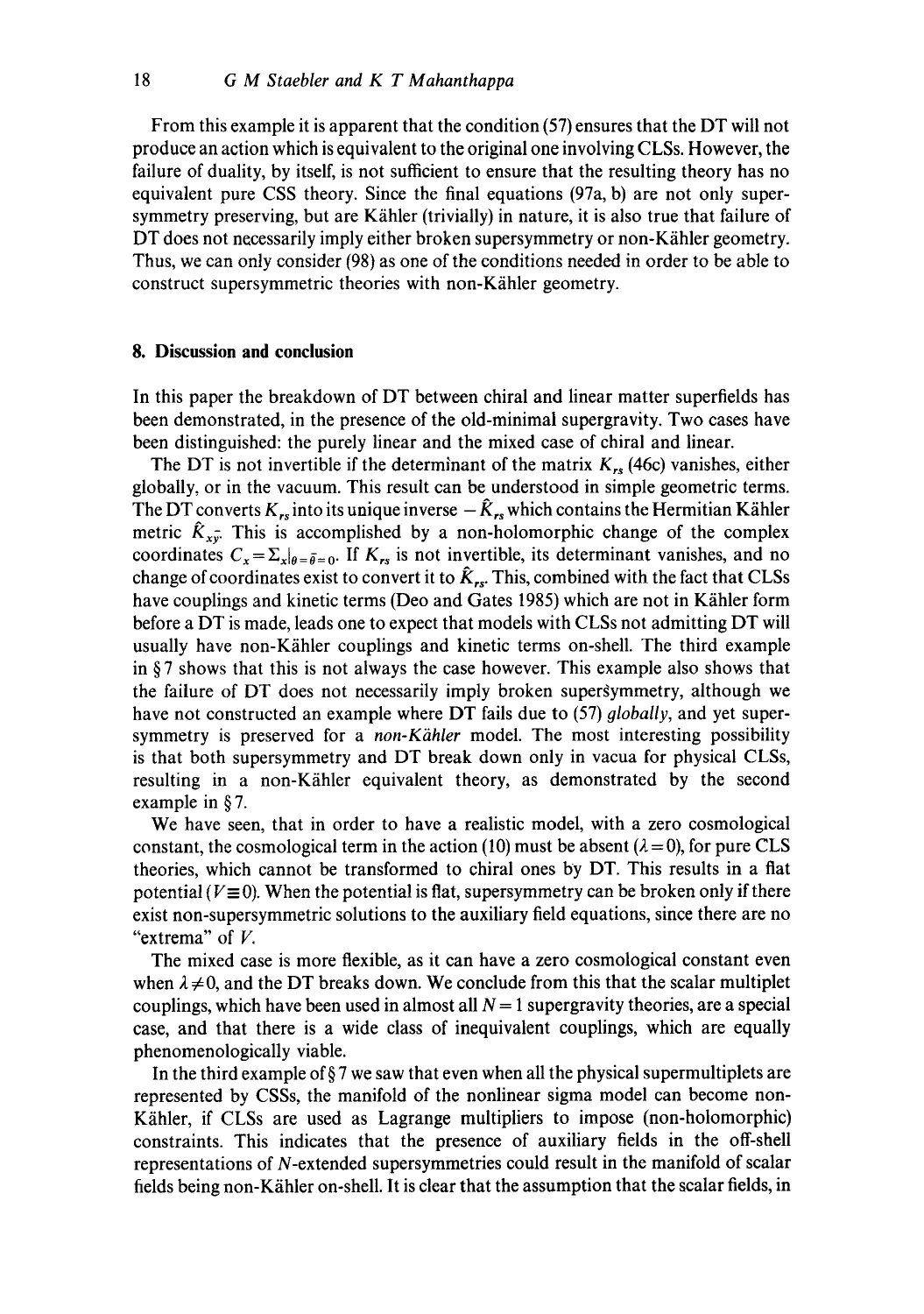From this example it is apparent that the condition (57) ensures that the DT will not produce an action which is equivalent to the original one involving CLSs. However, the failure of duality, by itself, is not sufficient to ensure that the resulting theory has no equivalent pure CSS theory. Since the final equations (97a, b) are not only supersymmetry preserving, but are Kähler (trivially) in nature, it is also true that failure of DT does not necessarily imply either broken supersymmetry or non-Kähler geometry. Thus, we can only consider (98) as one of the conditions needed in order to be able to construct supersymmetric theories with non-Kähler geometry.

## 8. Discussion and conclusion

In this paper the breakdown of DT between chiral and linear matter superfields has been demonstrated, in the presence of the old-minimal supergravity. Two cases have been distinguished: the purely linear and the mixed case of chiral and linear.

The DT is not invertible if the determinant of the matrix $K_{rs}$ (46c) vanishes, either globally, or in the vacuum. This result can be understood in simple geometric terms. The DT converts $K_{rs}$ into its unique inverse $-\hat{K}_{rs}$ which contains the Hermitian Kähler metric $\hat{K}_{x\bar{y}}$. This is accomplished by a non-holomorphic change of the complex coordinates $C_x = \Sigma_x|_{\theta=\bar{\theta}=0}$. If $K_{rs}$ is not invertible, its determinant vanishes, and no change of coordinates exist to convert it to $\hat{K}_{rs}$. This, combined with the fact that CLSs have couplings and kinetic terms (Deo and Gates 1985) which are not in Kähler form before a DT is made, leads one to expect that models with CLSs not admitting DT will usually have non-Kähler couplings and kinetic terms on-shell. The third example in § 7 shows that this is not always the case however. This example also shows that the failure of DT does not necessarily imply broken supersymmetry, although we have not constructed an example where DT fails due to (57) *globally*, and yet supersymmetry is preserved for a *non-Kähler* model. The most interesting possibility is that both supersymmetry and DT break down only in vacua for physical CLSs, resulting in a non-Kähler equivalent theory, as demonstrated by the second example in § 7.

We have seen, that in order to have a realistic model, with a zero cosmological constant, the cosmological term in the action (10) must be absent ($\lambda = 0$), for pure CLS theories, which cannot be transformed to chiral ones by DT. This results in a flat potential ($V \equiv 0$). When the potential is flat, supersymmetry can be broken only if there exist non-supersymmetric solutions to the auxiliary field equations, since there are no "extrema" of $V$.

The mixed case is more flexible, as it can have a zero cosmological constant even when $\lambda \neq 0$, and the DT breaks down. We conclude from this that the scalar multiplet couplings, which have been used in almost all $N = 1$ supergravity theories, are a special case, and that there is a wide class of inequivalent couplings, which are equally phenomenologically viable.

In the third example of § 7 we saw that even when all the physical supermultiplets are represented by CSSs, the manifold of the nonlinear sigma model can become non-Kähler, if CLSs are used as Lagrange multipliers to impose (non-holomorphic) constraints. This indicates that the presence of auxiliary fields in the off-shell representations of $N$-extended supersymmetries could result in the manifold of scalar fields being non-Kähler on-shell. It is clear that the assumption that the scalar fields, in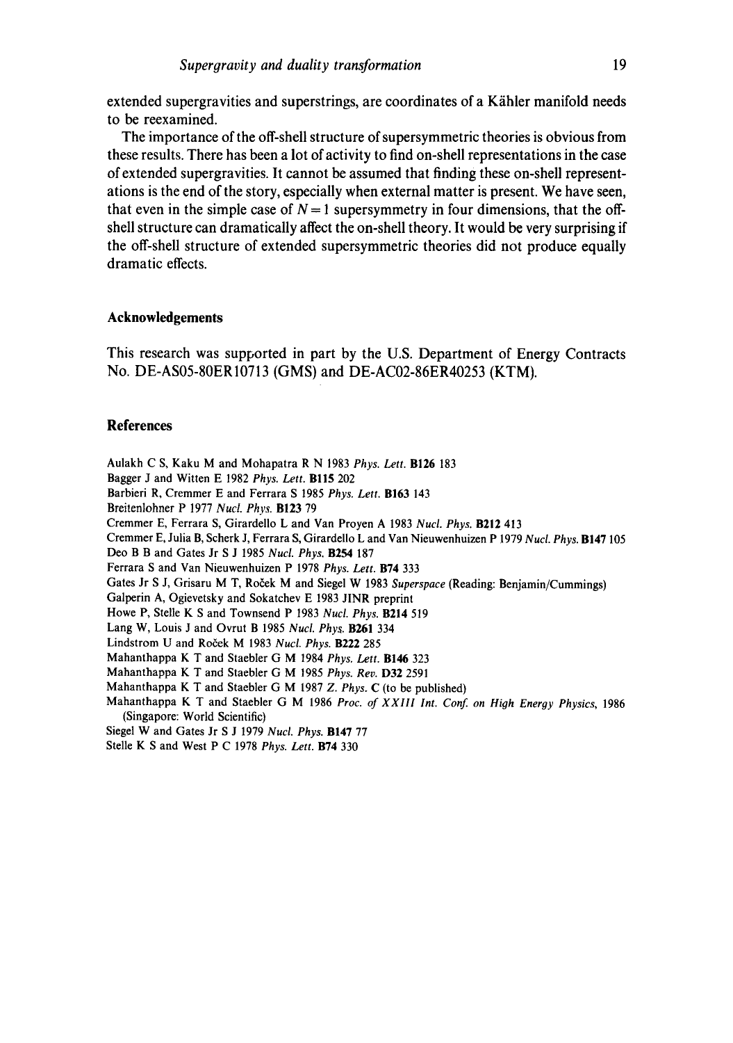extended supergravities and superstrings, are coordinates of a Kähler manifold needs to be reexamined.

The importance of the off-shell structure of supersymmetric theories is obvious from these results. There has been a lot of activity to find on-shell representations in the case of extended supergravities. It cannot be assumed that finding these on-shell representations is the end of the story, especially when external matter is present. We have seen, that even in the simple case of $N = 1$ supersymmetry in four dimensions, that the off-shell structure can dramatically affect the on-shell theory. It would be very surprising if the off-shell structure of extended supersymmetric theories did not produce equally dramatic effects.

## Acknowledgements

This research was supported in part by the U.S. Department of Energy Contracts No. DE-AS05-80ER10713 (GMS) and DE-AC02-86ER40253 (KTM).

## References

Aulakh C S, Kaku M and Mohapatra R N 1983 *Phys. Lett.* **B126** 183

Bagger J and Witten E 1982 *Phys. Lett.* **B115** 202

Barbieri R, Cremmer E and Ferrara S 1985 *Phys. Lett.* **B163** 143

Breitenlohner P 1977 *Nucl. Phys.* **B123** 79

Cremmer E, Ferrara S, Girardello L and Van Proyen A 1983 *Nucl. Phys.* **B212** 413

Cremmer E, Julia B, Scherk J, Ferrara S, Girardello L and Van Nieuwenhuizen P 1979 *Nucl. Phys.* **B147** 105

Deo B B and Gates Jr S J 1985 *Nucl. Phys.* **B254** 187

Ferrara S and Van Nieuwenhuizen P 1978 *Phys. Lett.* **B74** 333

Gates Jr S J, Grisaru M T, Roček M and Siegel W 1983 *Superspace* (Reading: Benjamin/Cummings)

Galperin A, Ogievetsky and Sokatchev E 1983 JINR preprint

Howe P, Stelle K S and Townsend P 1983 *Nucl. Phys.* **B214** 519

Lang W, Louis J and Ovrut B 1985 *Nucl. Phys.* **B261** 334

Lindstrom U and Roček M 1983 *Nucl. Phys.* **B222** 285

Mahanthappa K T and Staebler G M 1984 *Phys. Lett.* **B146** 323

Mahanthappa K T and Staebler G M 1985 *Phys. Rev.* **D32** 2591

Mahanthappa K T and Staebler G M 1987 *Z. Phys.* **C** (to be published)

Mahanthappa K T and Staebler G M 1986 *Proc. of XXIII Int. Conf. on High Energy Physics*, 1986 (Singapore: World Scientific)

Siegel W and Gates Jr S J 1979 *Nucl. Phys.* **B147** 77

Stelle K S and West P C 1978 *Phys. Lett.* **B74** 330